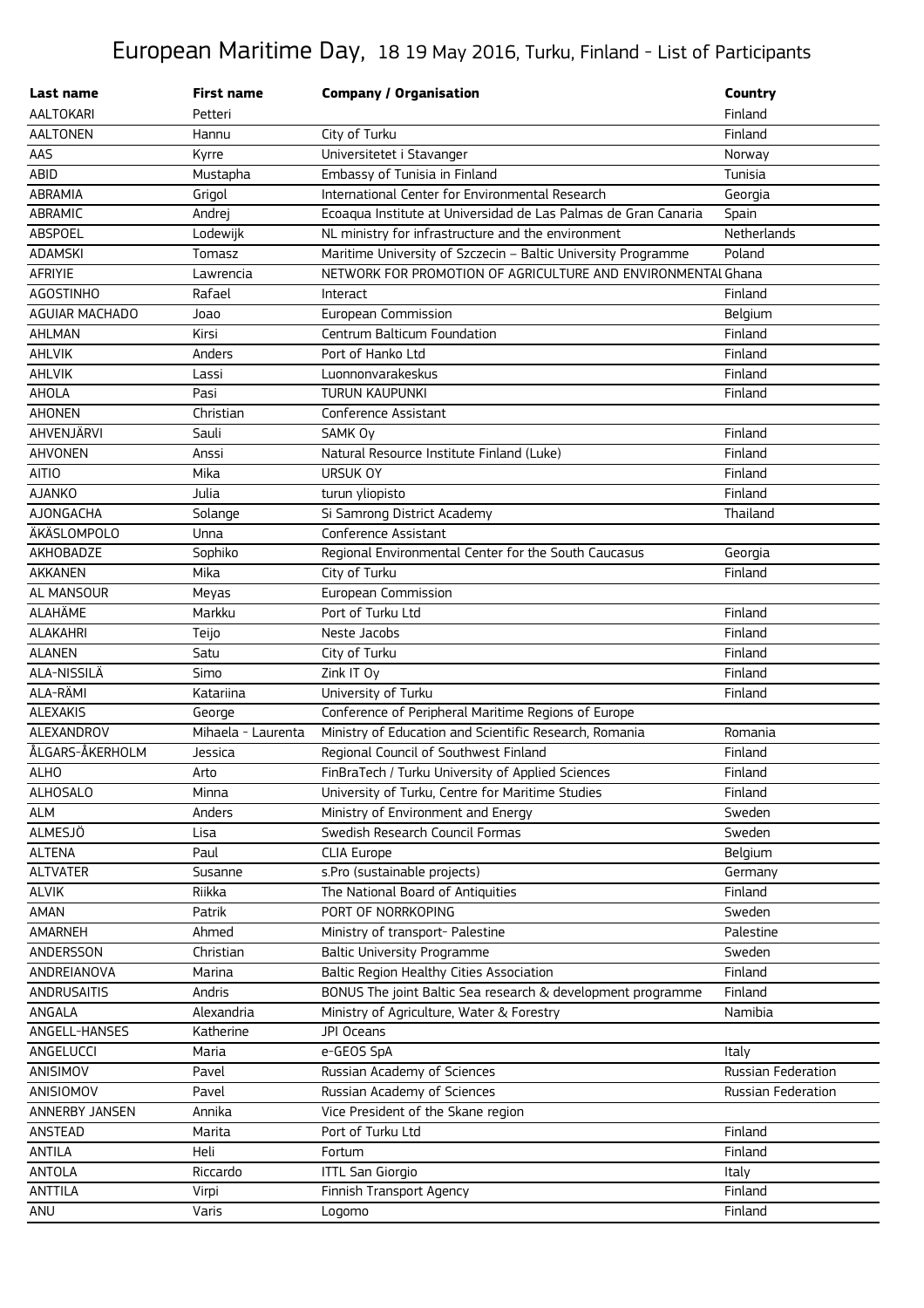# European Maritime Day, 18 19 May 2016, Turku, Finland - List of Participants

| Last name | First name | Company / Organisation | Country |
|---|---|---|---|
| AALTOKARI | Petteri | | Finland |
| AALTONEN | Hannu | City of Turku | Finland |
| AAS | Kyrre | Universitetet i Stavanger | Norway |
| ABID | Mustapha | Embassy of Tunisia in Finland | Tunisia |
| ABRAMIA | Grigol | International Center for Environmental Research | Georgia |
| ABRAMIC | Andrej | Ecoaqua Institute at Universidad de Las Palmas de Gran Canaria | Spain |
| ABSPOEL | Lodewijk | NL ministry for infrastructure and the environment | Netherlands |
| ADAMSKI | Tomasz | Maritime University of Szczecin – Baltic University Programme | Poland |
| AFRIYIE | Lawrencia | NETWORK FOR PROMOTION OF AGRICULTURE AND ENVIRONMENTAL | Ghana |
| AGOSTINHO | Rafael | Interact | Finland |
| AGUIAR MACHADO | Joao | European Commission | Belgium |
| AHLMAN | Kirsi | Centrum Balticum Foundation | Finland |
| AHLVIK | Anders | Port of Hanko Ltd | Finland |
| AHLVIK | Lassi | Luonnonvarakeskus | Finland |
| AHOLA | Pasi | TURUN KAUPUNKI | Finland |
| AHONEN | Christian | Conference Assistant | |
| AHVENJÄRVI | Sauli | SAMK Oy | Finland |
| AHVONEN | Anssi | Natural Resource Institute Finland (Luke) | Finland |
| AITIO | Mika | URSUK OY | Finland |
| AJANKO | Julia | turun yliopisto | Finland |
| AJONGACHA | Solange | Si Samrong District Academy | Thailand |
| ÄKÄSLOMPOLO | Unna | Conference Assistant | |
| AKHOBADZE | Sophiko | Regional Environmental Center for the South Caucasus | Georgia |
| AKKANEN | Mika | City of Turku | Finland |
| AL MANSOUR | Meyas | European Commission | |
| ALAHÄME | Markku | Port of Turku Ltd | Finland |
| ALAKAHRI | Teijo | Neste Jacobs | Finland |
| ALANEN | Satu | City of Turku | Finland |
| ALA-NISSILÄ | Simo | Zink IT Oy | Finland |
| ALA-RÄMI | Katariina | University of Turku | Finland |
| ALEXAKIS | George | Conference of Peripheral Maritime Regions of Europe | |
| ALEXANDROV | Mihaela - Laurenta | Ministry of Education and Scientific Research, Romania | Romania |
| ÅLGARS-ÅKERHOLM | Jessica | Regional Council of Southwest Finland | Finland |
| ALHO | Arto | FinBraTech / Turku University of Applied Sciences | Finland |
| ALHOSALO | Minna | University of Turku, Centre for Maritime Studies | Finland |
| ALM | Anders | Ministry of Environment and Energy | Sweden |
| ALMESJÖ | Lisa | Swedish Research Council Formas | Sweden |
| ALTENA | Paul | CLIA Europe | Belgium |
| ALTVATER | Susanne | s.Pro (sustainable projects) | Germany |
| ALVIK | Riikka | The National Board of Antiquities | Finland |
| AMAN | Patrik | PORT OF NORRKOPING | Sweden |
| AMARNEH | Ahmed | Ministry of transport- Palestine | Palestine |
| ANDERSSON | Christian | Baltic University Programme | Sweden |
| ANDREIANOVA | Marina | Baltic Region Healthy Cities Association | Finland |
| ANDRUSAITIS | Andris | BONUS The joint Baltic Sea research & development programme | Finland |
| ANGALA | Alexandria | Ministry of Agriculture, Water & Forestry | Namibia |
| ANGELL-HANSES | Katherine | JPI Oceans | |
| ANGELUCCI | Maria | e-GEOS SpA | Italy |
| ANISIMOV | Pavel | Russian Academy of Sciences | Russian Federation |
| ANISIOMOV | Pavel | Russian Academy of Sciences | Russian Federation |
| ANNERBY JANSEN | Annika | Vice President of the Skane region | |
| ANSTEAD | Marita | Port of Turku Ltd | Finland |
| ANTILA | Heli | Fortum | Finland |
| ANTOLA | Riccardo | ITTL San Giorgio | Italy |
| ANTTILA | Virpi | Finnish Transport Agency | Finland |
| ANU | Varis | Logomo | Finland |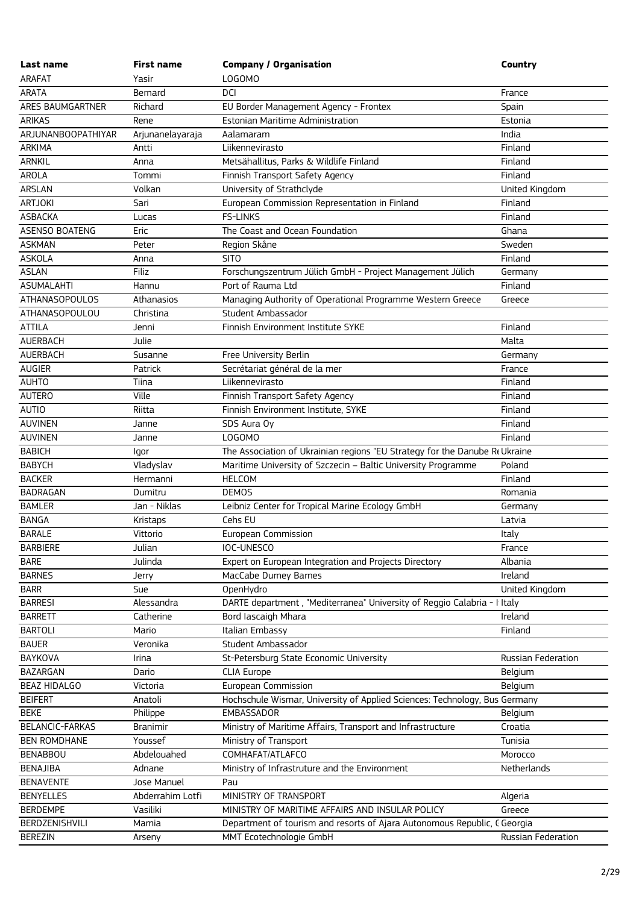| Last name | First name | Company / Organisation | Country |
|---|---|---|---|
| ARAFAT | Yasir | LOGOMO | |
| ARATA | Bernard | DCI | France |
| ARES BAUMGARTNER | Richard | EU Border Management Agency - Frontex | Spain |
| ARIKAS | Rene | Estonian Maritime Administration | Estonia |
| ARJUNANBOOPATHIYAR | Arjunanelayaraja | Aalamaram | India |
| ARKIMA | Antti | Liikennevirasto | Finland |
| ARNKIL | Anna | Metsähallitus, Parks & Wildlife Finland | Finland |
| AROLA | Tommi | Finnish Transport Safety Agency | Finland |
| ARSLAN | Volkan | University of Strathclyde | United Kingdom |
| ARTJOKI | Sari | European Commission Representation in Finland | Finland |
| ASBACKA | Lucas | FS-LINKS | Finland |
| ASENSO BOATENG | Eric | The Coast and Ocean Foundation | Ghana |
| ASKMAN | Peter | Region Skåne | Sweden |
| ASKOLA | Anna | SITO | Finland |
| ASLAN | Filiz | Forschungszentrum Jülich GmbH - Project Management Jülich | Germany |
| ASUMALAHTI | Hannu | Port of Rauma Ltd | Finland |
| ATHANASOPOULOS | Athanasios | Managing Authority of Operational Programme Western Greece | Greece |
| ATHANASOPOULOU | Christina | Student Ambassador | |
| ATTILA | Jenni | Finnish Environment Institute SYKE | Finland |
| AUERBACH | Julie | | Malta |
| AUERBACH | Susanne | Free University Berlin | Germany |
| AUGIER | Patrick | Secrétariat général de la mer | France |
| AUHTO | Tiina | Liikennevirasto | Finland |
| AUTERO | Ville | Finnish Transport Safety Agency | Finland |
| AUTIO | Riitta | Finnish Environment Institute, SYKE | Finland |
| AUVINEN | Janne | SDS Aura Oy | Finland |
| AUVINEN | Janne | LOGOMO | Finland |
| BABICH | Igor | The Association of Ukrainian regions "EU Strategy for the Danube Re | Ukraine |
| BABYCH | Vladyslav | Maritime University of Szczecin – Baltic University Programme | Poland |
| BACKER | Hermanni | HELCOM | Finland |
| BADRAGAN | Dumitru | DEMOS | Romania |
| BAMLER | Jan - Niklas | Leibniz Center for Tropical Marine Ecology GmbH | Germany |
| BANGA | Kristaps | Cehs EU | Latvia |
| BARALE | Vittorio | European Commission | Italy |
| BARBIERE | Julian | IOC-UNESCO | France |
| BARE | Julinda | Expert on European Integration and Projects Directory | Albania |
| BARNES | Jerry | MacCabe Durney Barnes | Ireland |
| BARR | Sue | OpenHydro | United Kingdom |
| BARRESI | Alessandra | DARTE department , "Mediterranea" University of Reggio Calabria - I | Italy |
| BARRETT | Catherine | Bord Iascaigh Mhara | Ireland |
| BARTOLI | Mario | Italian Embassy | Finland |
| BAUER | Veronika | Student Ambassador | |
| BAYKOVA | Irina | St-Petersburg State Economic University | Russian Federation |
| BAZARGAN | Dario | CLIA Europe | Belgium |
| BEAZ HIDALGO | Victoria | European Commission | Belgium |
| BEIFERT | Anatoli | Hochschule Wismar, University of Applied Sciences: Technology, Bus | Germany |
| BEKE | Philippe | EMBASSADOR | Belgium |
| BELANCIC-FARKAS | Branimir | Ministry of Maritime Affairs, Transport and Infrastructure | Croatia |
| BEN ROMDHANE | Youssef | Ministry of Transport | Tunisia |
| BENABBOU | Abdelouahed | COMHAFAT/ATLAFCO | Morocco |
| BENAJIBA | Adnane | Ministry of Infrastruture and the Environment | Netherlands |
| BENAVENTE | Jose Manuel | Pau | |
| BENYELLES | Abderrahim Lotfi | MINISTRY OF TRANSPORT | Algeria |
| BERDEMPE | Vasiliki | MINISTRY OF MARITIME AFFAIRS AND INSULAR POLICY | Greece |
| BERDZENISHVILI | Mamia | Department of tourism and resorts of Ajara Autonomous Republic, G | Georgia |
| BEREZIN | Arseny | MMT Ecotechnologie GmbH | Russian Federation |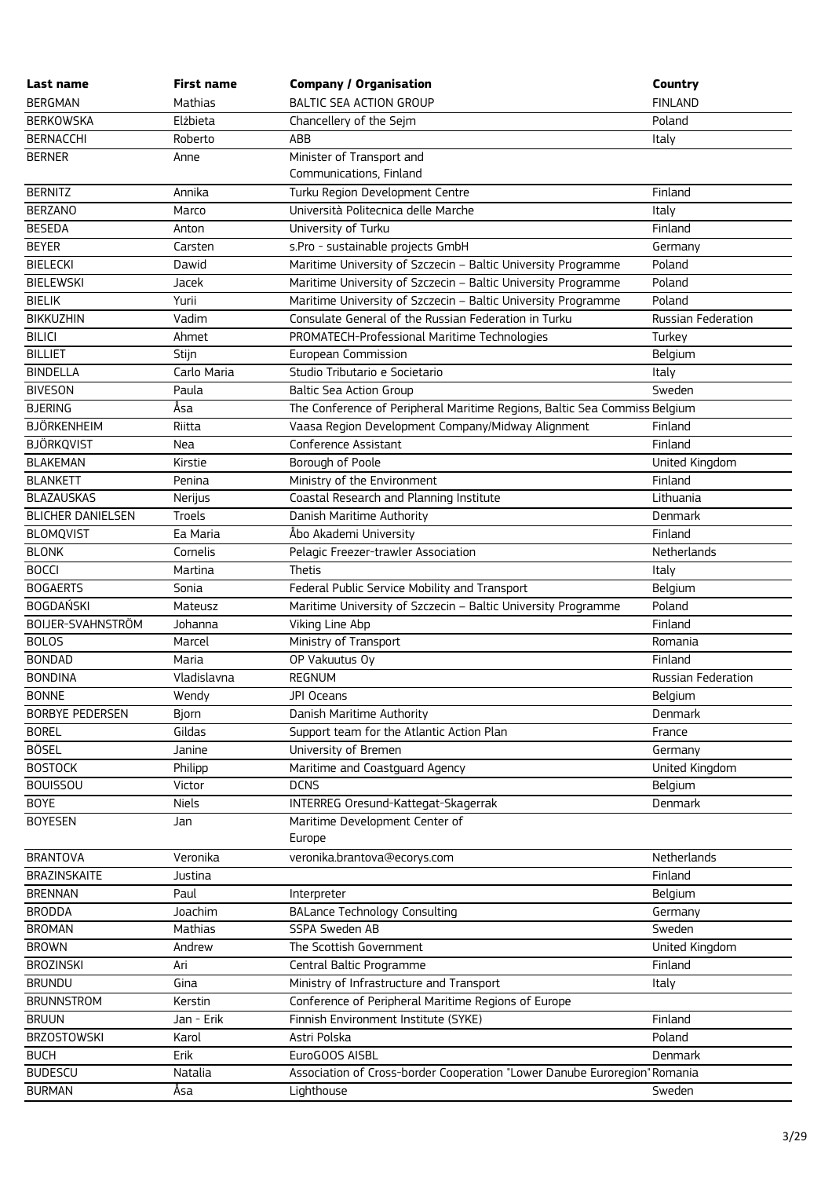| Last name | First name | Company / Organisation | Country |
|---|---|---|---|
| BERGMAN | Mathias | BALTIC SEA ACTION GROUP | FINLAND |
| BERKOWSKA | Elżbieta | Chancellery of the Sejm | Poland |
| BERNACCHI | Roberto | ABB | Italy |
| BERNER | Anne | Minister of Transport and Communications, Finland | |
| BERNITZ | Annika | Turku Region Development Centre | Finland |
| BERZANO | Marco | Università Politecnica delle Marche | Italy |
| BESEDA | Anton | University of Turku | Finland |
| BEYER | Carsten | s.Pro - sustainable projects GmbH | Germany |
| BIELECKI | Dawid | Maritime University of Szczecin – Baltic University Programme | Poland |
| BIELEWSKI | Jacek | Maritime University of Szczecin – Baltic University Programme | Poland |
| BIELIK | Yurii | Maritime University of Szczecin – Baltic University Programme | Poland |
| BIKKUZHIN | Vadim | Consulate General of the Russian Federation in Turku | Russian Federation |
| BILICI | Ahmet | PROMATECH-Professional Maritime Technologies | Turkey |
| BILLIET | Stijn | European Commission | Belgium |
| BINDELLA | Carlo Maria | Studio Tributario e Societario | Italy |
| BIVESON | Paula | Baltic Sea Action Group | Sweden |
| BJERING | Åsa | The Conference of Peripheral Maritime Regions, Baltic Sea Commiss | Belgium |
| BJÖRKENHEIM | Riitta | Vaasa Region Development Company/Midway Alignment | Finland |
| BJÖRKQVIST | Nea | Conference Assistant | Finland |
| BLAKEMAN | Kirstie | Borough of Poole | United Kingdom |
| BLANKETT | Penina | Ministry of the Environment | Finland |
| BLAZAUSKAS | Nerijus | Coastal Research and Planning Institute | Lithuania |
| BLICHER DANIELSEN | Troels | Danish Maritime Authority | Denmark |
| BLOMQVIST | Ea Maria | Åbo Akademi University | Finland |
| BLONK | Cornelis | Pelagic Freezer-trawler Association | Netherlands |
| BOCCI | Martina | Thetis | Italy |
| BOGAERTS | Sonia | Federal Public Service Mobility and Transport | Belgium |
| BOGDAŃSKI | Mateusz | Maritime University of Szczecin – Baltic University Programme | Poland |
| BOIJER-SVAHNSTRÖM | Johanna | Viking Line Abp | Finland |
| BOLOS | Marcel | Ministry of Transport | Romania |
| BONDAD | Maria | OP Vakuutus Oy | Finland |
| BONDINA | Vladislavna | REGNUM | Russian Federation |
| BONNE | Wendy | JPI Oceans | Belgium |
| BORBYE PEDERSEN | Bjorn | Danish Maritime Authority | Denmark |
| BOREL | Gildas | Support team for the Atlantic Action Plan | France |
| BÖSEL | Janine | University of Bremen | Germany |
| BOSTOCK | Philipp | Maritime and Coastguard Agency | United Kingdom |
| BOUISSOU | Victor | DCNS | Belgium |
| BOYE | Niels | INTERREG Oresund-Kattegat-Skagerrak | Denmark |
| BOYESEN | Jan | Maritime Development Center of Europe | |
| BRANTOVA | Veronika | veronika.brantova@ecorys.com | Netherlands |
| BRAZINSKAITE | Justina | | Finland |
| BRENNAN | Paul | Interpreter | Belgium |
| BRODDA | Joachim | BALance Technology Consulting | Germany |
| BROMAN | Mathias | SSPA Sweden AB | Sweden |
| BROWN | Andrew | The Scottish Government | United Kingdom |
| BROZINSKI | Ari | Central Baltic Programme | Finland |
| BRUNDU | Gina | Ministry of Infrastructure and Transport | Italy |
| BRUNNSTROM | Kerstin | Conference of Peripheral Maritime Regions of Europe | |
| BRUUN | Jan - Erik | Finnish Environment Institute (SYKE) | Finland |
| BRZOSTOWSKI | Karol | Astri Polska | Poland |
| BUCH | Erik | EuroGOOS AISBL | Denmark |
| BUDESCU | Natalia | Association of Cross-border Cooperation "Lower Danube Euroregion" | Romania |
| BURMAN | Åsa | Lighthouse | Sweden |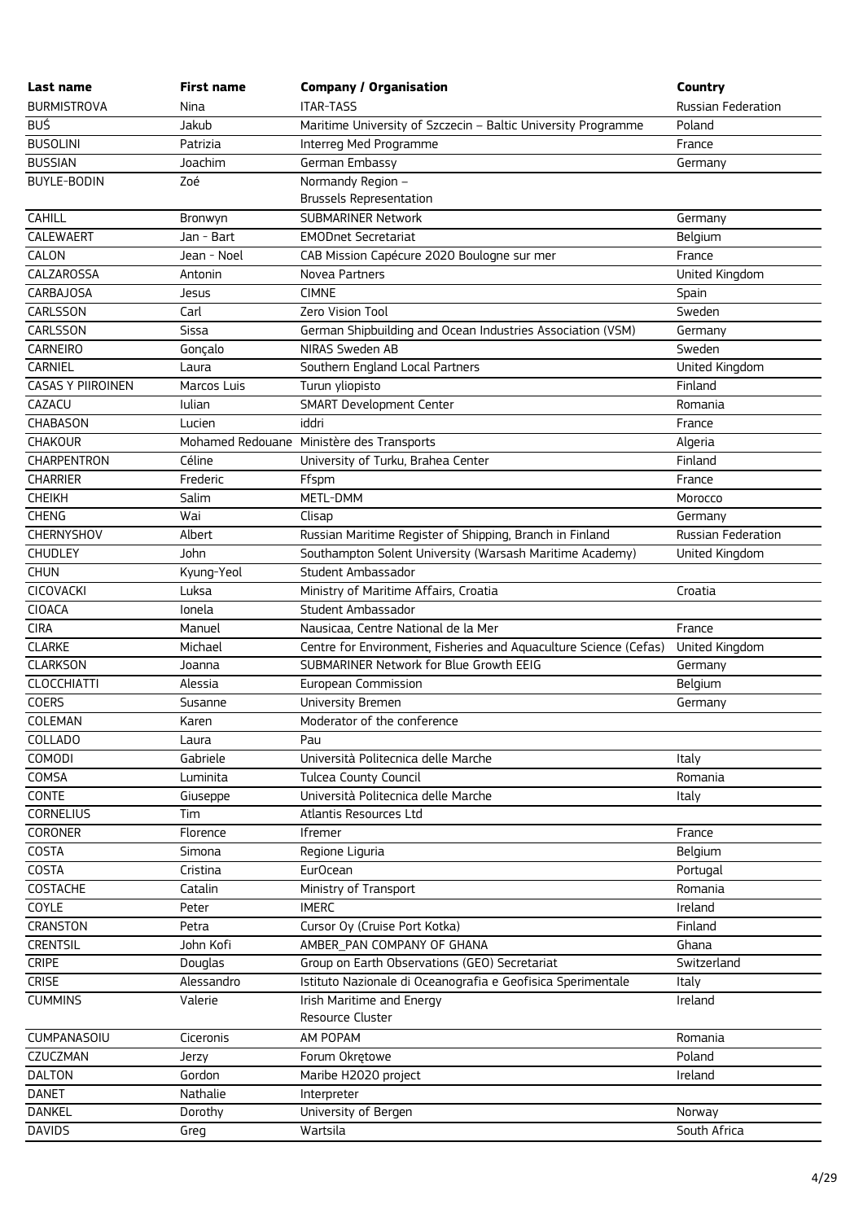| Last name | First name | Company / Organisation | Country |
|---|---|---|---|
| BURMISTROVA | Nina | ITAR-TASS | Russian Federation |
| BUŚ | Jakub | Maritime University of Szczecin – Baltic University Programme | Poland |
| BUSOLINI | Patrizia | Interreg Med Programme | France |
| BUSSIAN | Joachim | German Embassy | Germany |
| BUYLE-BODIN | Zoé | Normandy Region – Brussels Representation | |
| CAHILL | Bronwyn | SUBMARINER Network | Germany |
| CALEWAERT | Jan - Bart | EMODnet Secretariat | Belgium |
| CALON | Jean - Noel | CAB Mission Capécure 2020 Boulogne sur mer | France |
| CALZAROSSA | Antonin | Novea Partners | United Kingdom |
| CARBAJOSA | Jesus | CIMNE | Spain |
| CARLSSON | Carl | Zero Vision Tool | Sweden |
| CARLSSON | Sissa | German Shipbuilding and Ocean Industries Association (VSM) | Germany |
| CARNEIRO | Gonçalo | NIRAS Sweden AB | Sweden |
| CARNIEL | Laura | Southern England Local Partners | United Kingdom |
| CASAS Y PIIROINEN | Marcos Luis | Turun yliopisto | Finland |
| CAZACU | Iulian | SMART Development Center | Romania |
| CHABASON | Lucien | iddri | France |
| CHAKOUR | Mohamed Redouane | Ministère des Transports | Algeria |
| CHARPENTRON | Céline | University of Turku, Brahea Center | Finland |
| CHARRIER | Frederic | Ffspm | France |
| CHEIKH | Salim | METL-DMM | Morocco |
| CHENG | Wai | Clisap | Germany |
| CHERNYSHOV | Albert | Russian Maritime Register of Shipping, Branch in Finland | Russian Federation |
| CHUDLEY | John | Southampton Solent University (Warsash Maritime Academy) | United Kingdom |
| CHUN | Kyung-Yeol | Student Ambassador | |
| CICOVACKI | Luksa | Ministry of Maritime Affairs, Croatia | Croatia |
| CIOACA | Ionela | Student Ambassador | |
| CIRA | Manuel | Nausicaa, Centre National de la Mer | France |
| CLARKE | Michael | Centre for Environment, Fisheries and Aquaculture Science (Cefas) | United Kingdom |
| CLARKSON | Joanna | SUBMARINER Network for Blue Growth EEIG | Germany |
| CLOCCHIATTI | Alessia | European Commission | Belgium |
| COERS | Susanne | University Bremen | Germany |
| COLEMAN | Karen | Moderator of the conference | |
| COLLADO | Laura | Pau | |
| COMODI | Gabriele | Università Politecnica delle Marche | Italy |
| COMSA | Luminita | Tulcea County Council | Romania |
| CONTE | Giuseppe | Università Politecnica delle Marche | Italy |
| CORNELIUS | Tim | Atlantis Resources Ltd | |
| CORONER | Florence | Ifremer | France |
| COSTA | Simona | Regione Liguria | Belgium |
| COSTA | Cristina | EurOcean | Portugal |
| COSTACHE | Catalin | Ministry of Transport | Romania |
| COYLE | Peter | IMERC | Ireland |
| CRANSTON | Petra | Cursor Oy (Cruise Port Kotka) | Finland |
| CRENTSIL | John Kofi | AMBER_PAN COMPANY OF GHANA | Ghana |
| CRIPE | Douglas | Group on Earth Observations (GEO) Secretariat | Switzerland |
| CRISE | Alessandro | Istituto Nazionale di Oceanografia e Geofisica Sperimentale | Italy |
| CUMMINS | Valerie | Irish Maritime and Energy Resource Cluster | Ireland |
| CUMPANASOIU | Ciceronis | AM POPAM | Romania |
| CZUCZMAN | Jerzy | Forum Okrętowe | Poland |
| DALTON | Gordon | Maribe H2020 project | Ireland |
| DANET | Nathalie | Interpreter | |
| DANKEL | Dorothy | University of Bergen | Norway |
| DAVIDS | Greg | Wartsila | South Africa |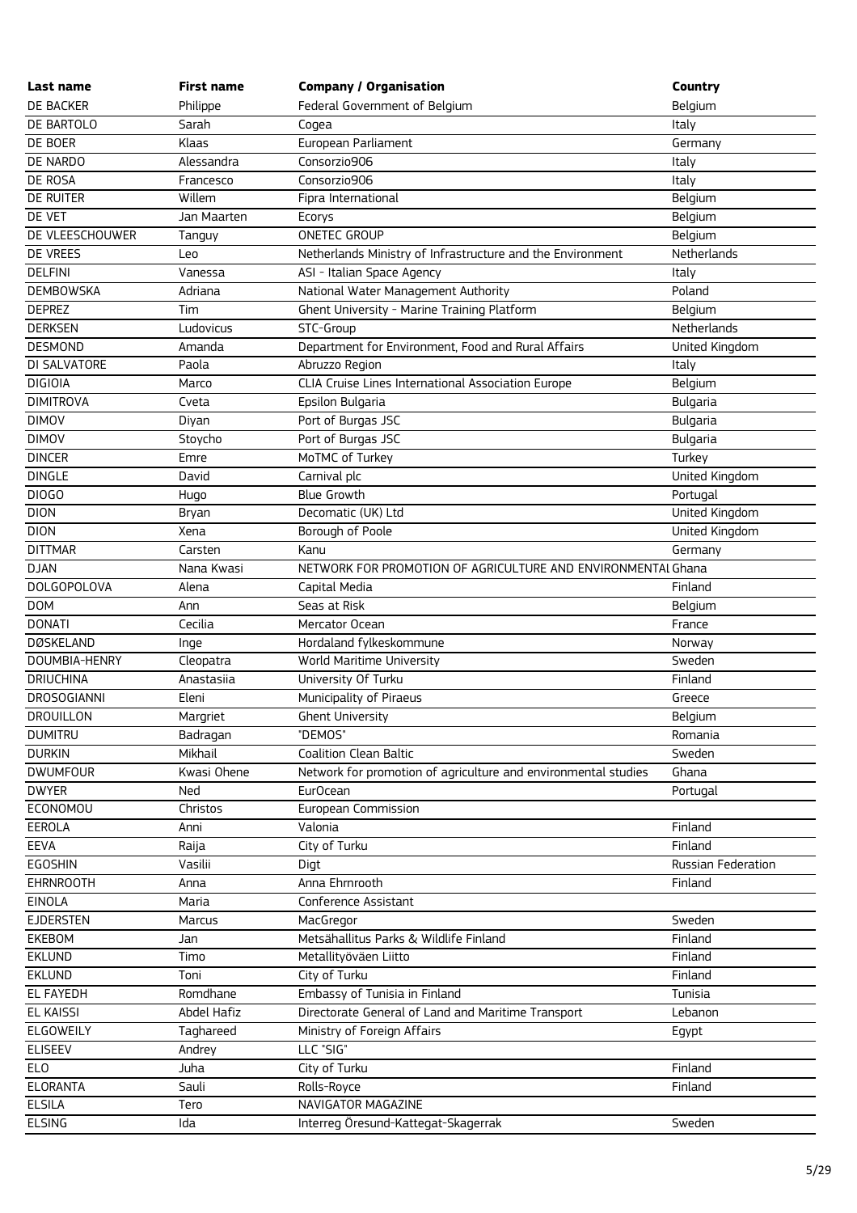| Last name | First name | Company / Organisation | Country |
| --- | --- | --- | --- |
| DE BACKER | Philippe | Federal Government of Belgium | Belgium |
| DE BARTOLO | Sarah | Cogea | Italy |
| DE BOER | Klaas | European Parliament | Germany |
| DE NARDO | Alessandra | Consorzio906 | Italy |
| DE ROSA | Francesco | Consorzio906 | Italy |
| DE RUITER | Willem | Fipra International | Belgium |
| DE VET | Jan Maarten | Ecorys | Belgium |
| DE VLEESCHOUWER | Tanguy | ONETEC GROUP | Belgium |
| DE VREES | Leo | Netherlands Ministry of Infrastructure and the Environment | Netherlands |
| DELFINI | Vanessa | ASI - Italian Space Agency | Italy |
| DEMBOWSKA | Adriana | National Water Management Authority | Poland |
| DEPREZ | Tim | Ghent University - Marine Training Platform | Belgium |
| DERKSEN | Ludovicus | STC-Group | Netherlands |
| DESMOND | Amanda | Department for Environment, Food and Rural Affairs | United Kingdom |
| DI SALVATORE | Paola | Abruzzo Region | Italy |
| DIGIOIA | Marco | CLIA Cruise Lines International Association Europe | Belgium |
| DIMITROVA | Cveta | Epsilon Bulgaria | Bulgaria |
| DIMOV | Diyan | Port of Burgas JSC | Bulgaria |
| DIMOV | Stoycho | Port of Burgas JSC | Bulgaria |
| DINCER | Emre | MoTMC of Turkey | Turkey |
| DINGLE | David | Carnival plc | United Kingdom |
| DIOGO | Hugo | Blue Growth | Portugal |
| DION | Bryan | Decomatic (UK) Ltd | United Kingdom |
| DION | Xena | Borough of Poole | United Kingdom |
| DITTMAR | Carsten | Kanu | Germany |
| DJAN | Nana Kwasi | NETWORK FOR PROMOTION OF AGRICULTURE AND ENVIRONMENTAL | Ghana |
| DOLGOPOLOVA | Alena | Capital Media | Finland |
| DOM | Ann | Seas at Risk | Belgium |
| DONATI | Cecilia | Mercator Ocean | France |
| DØSKELAND | Inge | Hordaland fylkeskommune | Norway |
| DOUMBIA-HENRY | Cleopatra | World Maritime University | Sweden |
| DRIUCHINA | Anastasiia | University Of Turku | Finland |
| DROSOGIANNI | Eleni | Municipality of Piraeus | Greece |
| DROUILLON | Margriet | Ghent University | Belgium |
| DUMITRU | Badragan | "DEMOS" | Romania |
| DURKIN | Mikhail | Coalition Clean Baltic | Sweden |
| DWUMFOUR | Kwasi Ohene | Network for promotion of agriculture and environmental studies | Ghana |
| DWYER | Ned | EurOcean | Portugal |
| ECONOMOU | Christos | European Commission | |
| EEROLA | Anni | Valonia | Finland |
| EEVA | Raija | City of Turku | Finland |
| EGOSHIN | Vasilii | Digt | Russian Federation |
| EHRNROOTH | Anna | Anna Ehrnrooth | Finland |
| EINOLA | Maria | Conference Assistant | |
| EJDERSTEN | Marcus | MacGregor | Sweden |
| EKEBOM | Jan | Metsähallitus Parks & Wildlife Finland | Finland |
| EKLUND | Timo | Metallityöväen Liitto | Finland |
| EKLUND | Toni | City of Turku | Finland |
| EL FAYEDH | Romdhane | Embassy of Tunisia in Finland | Tunisia |
| EL KAISSI | Abdel Hafiz | Directorate General of Land and Maritime Transport | Lebanon |
| ELGOWEILY | Taghareed | Ministry of Foreign Affairs | Egypt |
| ELISEEV | Andrey | LLC "SIG" | |
| ELO | Juha | City of Turku | Finland |
| ELORANTA | Sauli | Rolls-Royce | Finland |
| ELSILA | Tero | NAVIGATOR MAGAZINE | |
| ELSING | Ida | Interreg Öresund-Kattegat-Skagerrak | Sweden |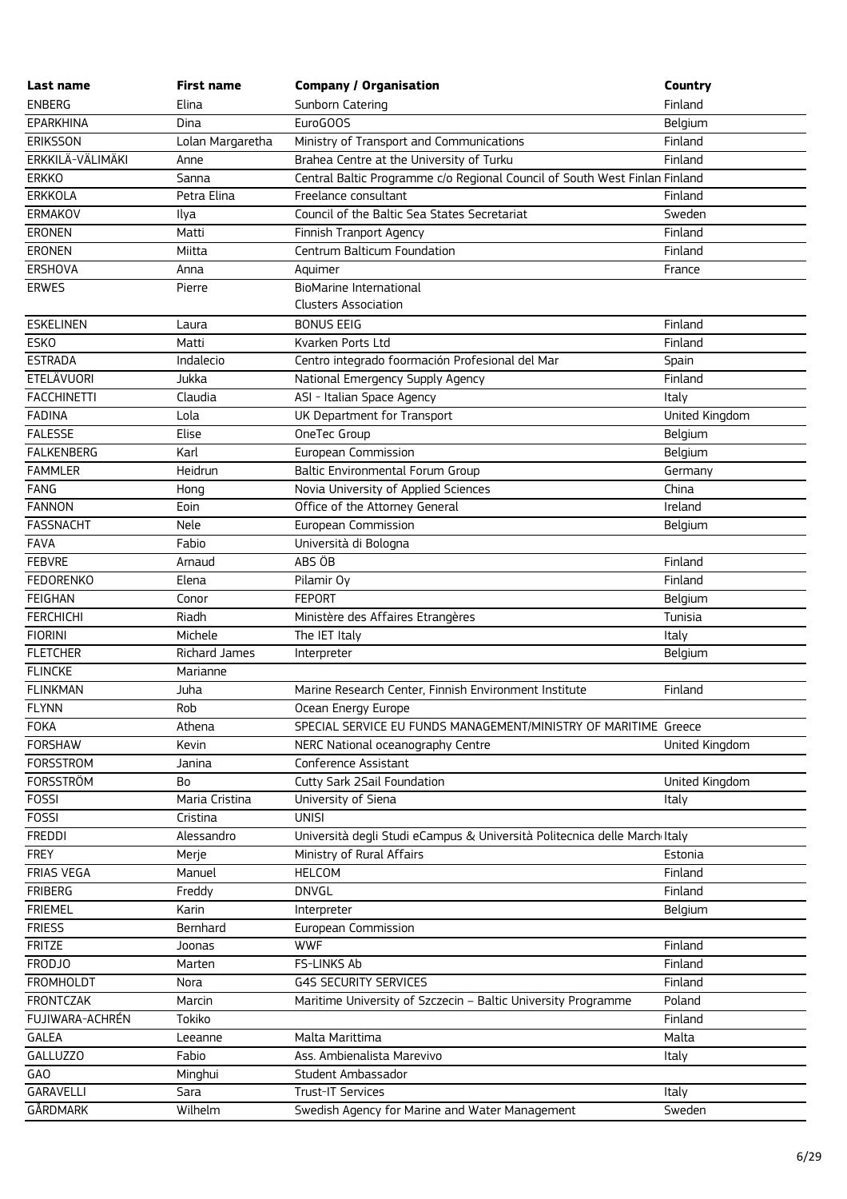| Last name | First name | Company / Organisation | Country |
|---|---|---|---|
| ENBERG | Elina | Sunborn Catering | Finland |
| EPARKHINA | Dina | EuroGOOS | Belgium |
| ERIKSSON | Lolan Margaretha | Ministry of Transport and Communications | Finland |
| ERKKILÄ-VÄLIMÄKI | Anne | Brahea Centre at the University of Turku | Finland |
| ERKKO | Sanna | Central Baltic Programme c/o Regional Council of South West Finlan | Finland |
| ERKKOLA | Petra Elina | Freelance consultant | Finland |
| ERMAKOV | Ilya | Council of the Baltic Sea States Secretariat | Sweden |
| ERONEN | Matti | Finnish Tranport Agency | Finland |
| ERONEN | Miitta | Centrum Balticum Foundation | Finland |
| ERSHOVA | Anna | Aquimer | France |
| ERWES | Pierre | BioMarine International Clusters Association | |
| ESKELINEN | Laura | BONUS EEIG | Finland |
| ESKO | Matti | Kvarken Ports Ltd | Finland |
| ESTRADA | Indalecio | Centro integrado foormación Profesional del Mar | Spain |
| ETELÄVUORI | Jukka | National Emergency Supply Agency | Finland |
| FACCHINETTI | Claudia | ASI - Italian Space Agency | Italy |
| FADINA | Lola | UK Department for Transport | United Kingdom |
| FALESSE | Elise | OneTec Group | Belgium |
| FALKENBERG | Karl | European Commission | Belgium |
| FAMMLER | Heidrun | Baltic Environmental Forum Group | Germany |
| FANG | Hong | Novia University of Applied Sciences | China |
| FANNON | Eoin | Office of the Attorney General | Ireland |
| FASSNACHT | Nele | European Commission | Belgium |
| FAVA | Fabio | Università di Bologna | |
| FEBVRE | Arnaud | ABS ÖB | Finland |
| FEDORENKO | Elena | Pilamir Oy | Finland |
| FEIGHAN | Conor | FEPORT | Belgium |
| FERCHICHI | Riadh | Ministère des Affaires Etrangères | Tunisia |
| FIORINI | Michele | The IET Italy | Italy |
| FLETCHER | Richard James | Interpreter | Belgium |
| FLINCKE | Marianne | | |
| FLINKMAN | Juha | Marine Research Center, Finnish Environment Institute | Finland |
| FLYNN | Rob | Ocean Energy Europe | |
| FOKA | Athena | SPECIAL SERVICE EU FUNDS MANAGEMENT/MINISTRY OF MARITIME | Greece |
| FORSHAW | Kevin | NERC National oceanography Centre | United Kingdom |
| FORSSTROM | Janina | Conference Assistant | |
| FORSSTRÖM | Bo | Cutty Sark 2Sail Foundation | United Kingdom |
| FOSSI | Maria Cristina | University of Siena | Italy |
| FOSSI | Cristina | UNISI | |
| FREDDI | Alessandro | Università degli Studi eCampus & Università Politecnica delle March | Italy |
| FREY | Merje | Ministry of Rural Affairs | Estonia |
| FRIAS VEGA | Manuel | HELCOM | Finland |
| FRIBERG | Freddy | DNVGL | Finland |
| FRIEMEL | Karin | Interpreter | Belgium |
| FRIESS | Bernhard | European Commission | |
| FRITZE | Joonas | WWF | Finland |
| FRODJO | Marten | FS-LINKS Ab | Finland |
| FROMHOLDT | Nora | G4S SECURITY SERVICES | Finland |
| FRONTCZAK | Marcin | Maritime University of Szczecin – Baltic University Programme | Poland |
| FUJIWARA-ACHRÉN | Tokiko | | Finland |
| GALEA | Leeanne | Malta Marittima | Malta |
| GALLUZZO | Fabio | Ass. Ambienalista Marevivo | Italy |
| GAO | Minghui | Student Ambassador | |
| GARAVELLI | Sara | Trust-IT Services | Italy |
| GÅRDMARK | Wilhelm | Swedish Agency for Marine and Water Management | Sweden |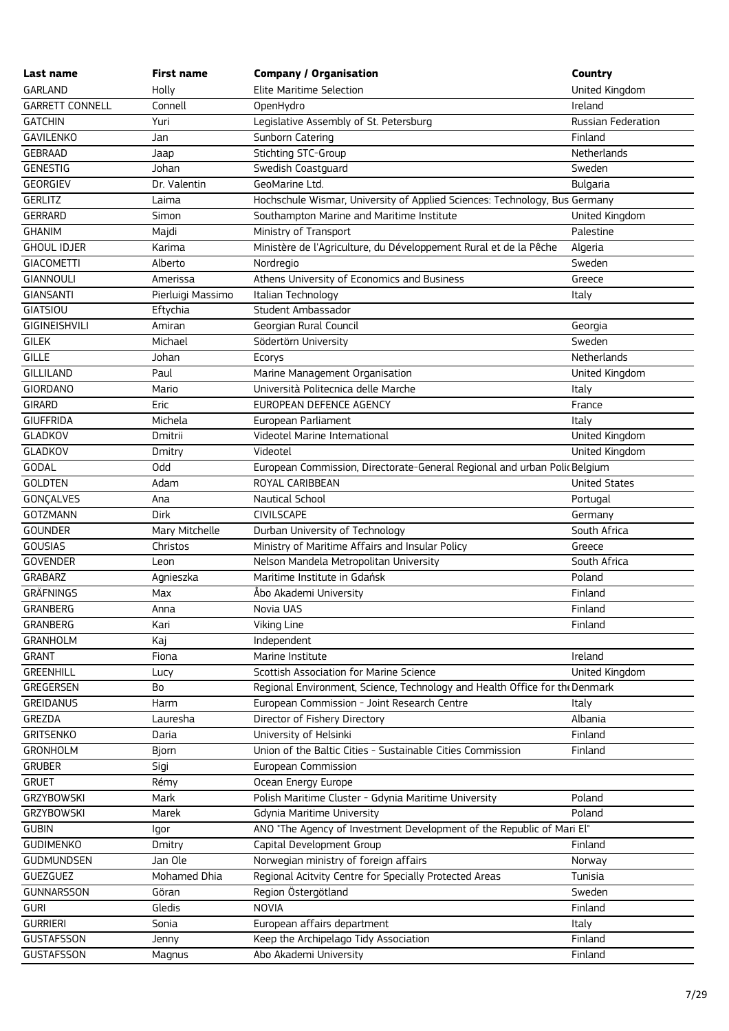| Last name | First name | Company / Organisation | Country |
|---|---|---|---|
| GARLAND | Holly | Elite Maritime Selection | United Kingdom |
| GARRETT CONNELL | Connell | OpenHydro | Ireland |
| GATCHIN | Yuri | Legislative Assembly of St. Petersburg | Russian Federation |
| GAVILENKO | Jan | Sunborn Catering | Finland |
| GEBRAAD | Jaap | Stichting STC-Group | Netherlands |
| GENESTIG | Johan | Swedish Coastguard | Sweden |
| GEORGIEV | Dr. Valentin | GeoMarine Ltd. | Bulgaria |
| GERLITZ | Laima | Hochschule Wismar, University of Applied Sciences: Technology, Bus | Germany |
| GERRARD | Simon | Southampton Marine and Maritime Institute | United Kingdom |
| GHANIM | Majdi | Ministry of Transport | Palestine |
| GHOUL IDJER | Karima | Ministère de l'Agriculture, du Développement Rural et de la Pêche | Algeria |
| GIACOMETTI | Alberto | Nordregio | Sweden |
| GIANNOULI | Amerissa | Athens University of Economics and Business | Greece |
| GIANSANTI | Pierluigi Massimo | Italian Technology | Italy |
| GIATSIOU | Eftychia | Student Ambassador | |
| GIGINEISHVILI | Amiran | Georgian Rural Council | Georgia |
| GILEK | Michael | Södertörn University | Sweden |
| GILLE | Johan | Ecorys | Netherlands |
| GILLILAND | Paul | Marine Management Organisation | United Kingdom |
| GIORDANO | Mario | Università Politecnica delle Marche | Italy |
| GIRARD | Eric | EUROPEAN DEFENCE AGENCY | France |
| GIUFFRIDA | Michela | European Parliament | Italy |
| GLADKOV | Dmitrii | Videotel Marine International | United Kingdom |
| GLADKOV | Dmitry | Videotel | United Kingdom |
| GODAL | Odd | European Commission, Directorate-General Regional and urban Polic | Belgium |
| GOLDTEN | Adam | ROYAL CARIBBEAN | United States |
| GONÇALVES | Ana | Nautical School | Portugal |
| GOTZMANN | Dirk | CIVILSCAPE | Germany |
| GOUNDER | Mary Mitchelle | Durban University of Technology | South Africa |
| GOUSIAS | Christos | Ministry of Maritime Affairs and Insular Policy | Greece |
| GOVENDER | Leon | Nelson Mandela Metropolitan University | South Africa |
| GRABARZ | Agnieszka | Maritime Institute in Gdańsk | Poland |
| GRÄFNINGS | Max | Åbo Akademi University | Finland |
| GRANBERG | Anna | Novia UAS | Finland |
| GRANBERG | Kari | Viking Line | Finland |
| GRANHOLM | Kaj | Independent | |
| GRANT | Fiona | Marine Institute | Ireland |
| GREENHILL | Lucy | Scottish Association for Marine Science | United Kingdom |
| GREGERSEN | Bo | Regional Environment, Science, Technology and Health Office for the | Denmark |
| GREIDANUS | Harm | European Commission - Joint Research Centre | Italy |
| GREZDA | Lauresha | Director of Fishery Directory | Albania |
| GRITSENKO | Daria | University of Helsinki | Finland |
| GRONHOLM | Bjorn | Union of the Baltic Cities - Sustainable Cities Commission | Finland |
| GRUBER | Sigi | European Commission | |
| GRUET | Rémy | Ocean Energy Europe | |
| GRZYBOWSKI | Mark | Polish Maritime Cluster - Gdynia Maritime University | Poland |
| GRZYBOWSKI | Marek | Gdynia Maritime University | Poland |
| GUBIN | Igor | ANO "The Agency of Investment Development of the Republic of Mari El" | |
| GUDIMENKO | Dmitry | Capital Development Group | Finland |
| GUDMUNDSEN | Jan Ole | Norwegian ministry of foreign affairs | Norway |
| GUEZGUEZ | Mohamed Dhia | Regional Acitvity Centre for Specially Protected Areas | Tunisia |
| GUNNARSSON | Göran | Region Östergötland | Sweden |
| GURI | Gledis | NOVIA | Finland |
| GURRIERI | Sonia | European affairs department | Italy |
| GUSTAFSSON | Jenny | Keep the Archipelago Tidy Association | Finland |
| GUSTAFSSON | Magnus | Abo Akademi University | Finland |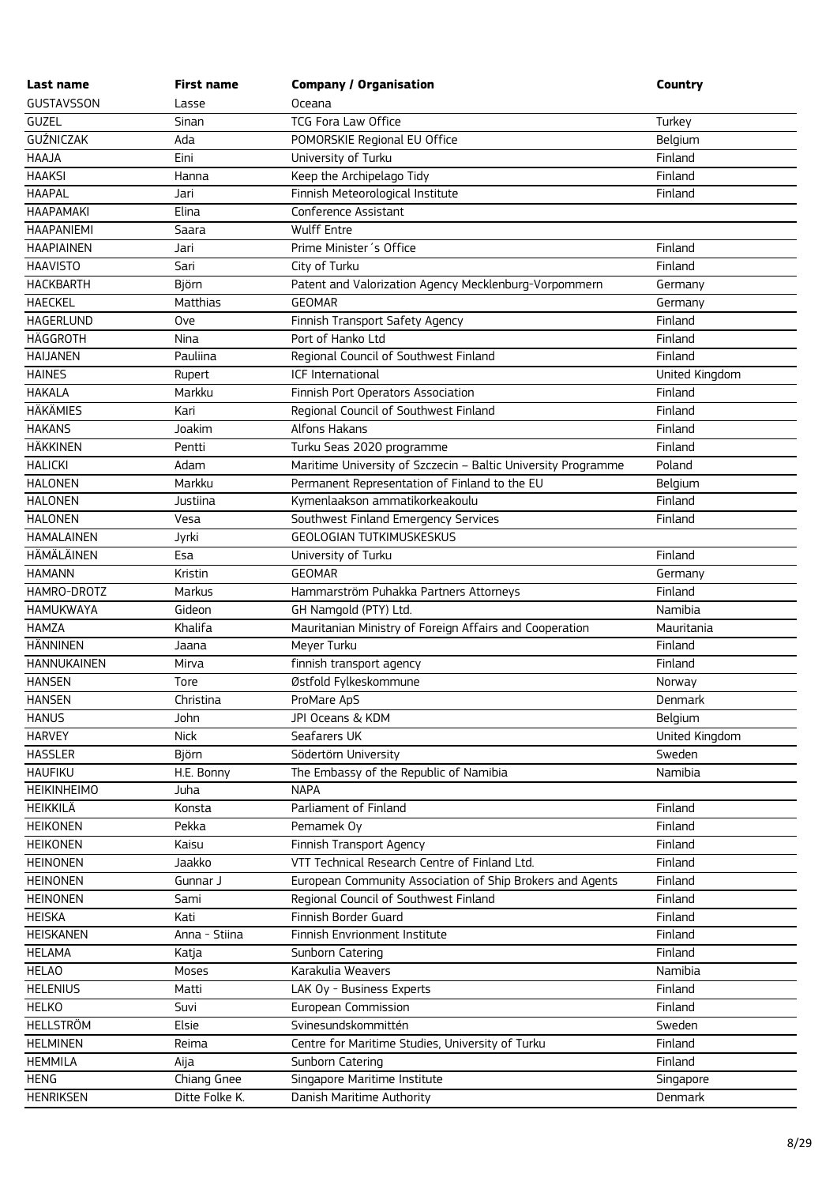| Last name | First name | Company / Organisation | Country |
|---|---|---|---|
| GUSTAVSSON | Lasse | Oceana | |
| GUZEL | Sinan | TCG Fora Law Office | Turkey |
| GUŽNICZAK | Ada | POMORSKIE Regional EU Office | Belgium |
| HAAJA | Eini | University of Turku | Finland |
| HAAKSI | Hanna | Keep the Archipelago Tidy | Finland |
| HAAPAL | Jari | Finnish Meteorological Institute | Finland |
| HAAPAMAKI | Elina | Conference Assistant | |
| HAAPANIEMI | Saara | Wulff Entre | |
| HAAPIAINEN | Jari | Prime Minister´s Office | Finland |
| HAAVISTO | Sari | City of Turku | Finland |
| HACKBARTH | Björn | Patent and Valorization Agency Mecklenburg-Vorpommern | Germany |
| HAECKEL | Matthias | GEOMAR | Germany |
| HAGERLUND | Ove | Finnish Transport Safety Agency | Finland |
| HÄGGROTH | Nina | Port of Hanko Ltd | Finland |
| HAIJANEN | Pauliina | Regional Council of Southwest Finland | Finland |
| HAINES | Rupert | ICF International | United Kingdom |
| HAKALA | Markku | Finnish Port Operators Association | Finland |
| HÄKÄMIES | Kari | Regional Council of Southwest Finland | Finland |
| HAKANS | Joakim | Alfons Hakans | Finland |
| HÄKKINEN | Pentti | Turku Seas 2020 programme | Finland |
| HALICKI | Adam | Maritime University of Szczecin – Baltic University Programme | Poland |
| HALONEN | Markku | Permanent Representation of Finland to the EU | Belgium |
| HALONEN | Justiina | Kymenlaakson ammatikorkeakoulu | Finland |
| HALONEN | Vesa | Southwest Finland Emergency Services | Finland |
| HAMALAINEN | Jyrki | GEOLOGIAN TUTKIMUSKESKUS | |
| HÄMÄLÄINEN | Esa | University of Turku | Finland |
| HAMANN | Kristin | GEOMAR | Germany |
| HAMRO-DROTZ | Markus | Hammarström Puhakka Partners Attorneys | Finland |
| HAMUKWAYA | Gideon | GH Namgold (PTY) Ltd. | Namibia |
| HAMZA | Khalifa | Mauritanian Ministry of Foreign Affairs and Cooperation | Mauritania |
| HÄNNINEN | Jaana | Meyer Turku | Finland |
| HANNUKAINEN | Mirva | finnish transport agency | Finland |
| HANSEN | Tore | Østfold Fylkeskommune | Norway |
| HANSEN | Christina | ProMare ApS | Denmark |
| HANUS | John | JPI Oceans & KDM | Belgium |
| HARVEY | Nick | Seafarers UK | United Kingdom |
| HASSLER | Björn | Södertörn University | Sweden |
| HAUFIKU | H.E. Bonny | The Embassy of the Republic of Namibia | Namibia |
| HEIKINHEIMO | Juha | NAPA | |
| HEIKKILÄ | Konsta | Parliament of Finland | Finland |
| HEIKONEN | Pekka | Pemamek Oy | Finland |
| HEIKONEN | Kaisu | Finnish Transport Agency | Finland |
| HEINONEN | Jaakko | VTT Technical Research Centre of Finland Ltd. | Finland |
| HEINONEN | Gunnar J | European Community Association of Ship Brokers and Agents | Finland |
| HEINONEN | Sami | Regional Council of Southwest Finland | Finland |
| HEISKA | Kati | Finnish Border Guard | Finland |
| HEISKANEN | Anna - Stiina | Finnish Envrionment Institute | Finland |
| HELAMA | Katja | Sunborn Catering | Finland |
| HELAO | Moses | Karakulia Weavers | Namibia |
| HELENIUS | Matti | LAK Oy - Business Experts | Finland |
| HELKO | Suvi | European Commission | Finland |
| HELLSTRÖM | Elsie | Svinesundskommittén | Sweden |
| HELMINEN | Reima | Centre for Maritime Studies, University of Turku | Finland |
| HEMMILA | Aija | Sunborn Catering | Finland |
| HENG | Chiang Gnee | Singapore Maritime Institute | Singapore |
| HENRIKSEN | Ditte Folke K. | Danish Maritime Authority | Denmark |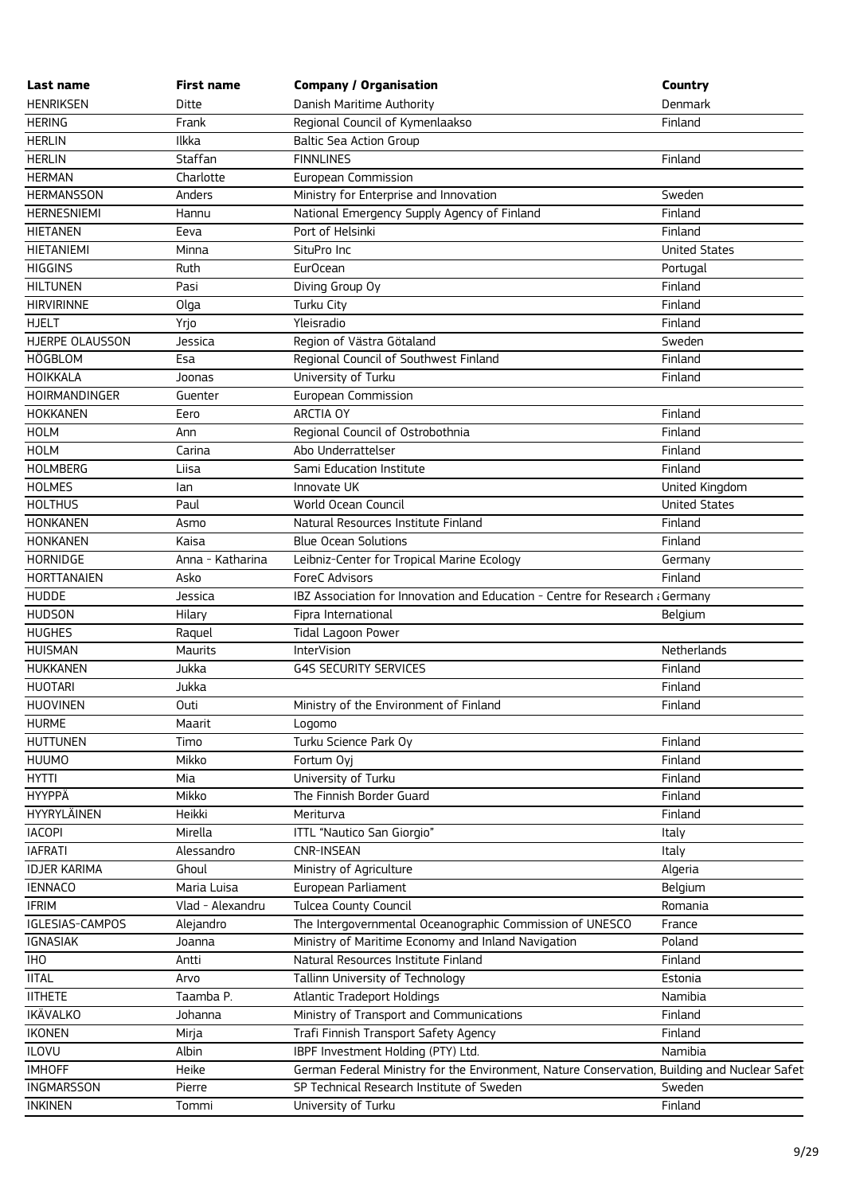| Last name | First name | Company / Organisation | Country |
|---|---|---|---|
| HENRIKSEN | Ditte | Danish Maritime Authority | Denmark |
| HERING | Frank | Regional Council of Kymenlaakso | Finland |
| HERLIN | Ilkka | Baltic Sea Action Group | |
| HERLIN | Staffan | FINNLINES | Finland |
| HERMAN | Charlotte | European Commission | |
| HERMANSSON | Anders | Ministry for Enterprise and Innovation | Sweden |
| HERNESNIEMI | Hannu | National Emergency Supply Agency of Finland | Finland |
| HIETANEN | Eeva | Port of Helsinki | Finland |
| HIETANIEMI | Minna | SituPro Inc | United States |
| HIGGINS | Ruth | EurOcean | Portugal |
| HILTUNEN | Pasi | Diving Group Oy | Finland |
| HIRVIRINNE | Olga | Turku City | Finland |
| HJELT | Yrjo | Yleisradio | Finland |
| HJERPE OLAUSSON | Jessica | Region of Västra Götaland | Sweden |
| HÖGBLOM | Esa | Regional Council of Southwest Finland | Finland |
| HOIKKALA | Joonas | University of Turku | Finland |
| HOIRMANDINGER | Guenter | European Commission | |
| HOKKANEN | Eero | ARCTIA OY | Finland |
| HOLM | Ann | Regional Council of Ostrobothnia | Finland |
| HOLM | Carina | Abo Underrattelser | Finland |
| HOLMBERG | Liisa | Sami Education Institute | Finland |
| HOLMES | Ian | Innovate UK | United Kingdom |
| HOLTHUS | Paul | World Ocean Council | United States |
| HONKANEN | Asmo | Natural Resources Institute Finland | Finland |
| HONKANEN | Kaisa | Blue Ocean Solutions | Finland |
| HORNIDGE | Anna - Katharina | Leibniz-Center for Tropical Marine Ecology | Germany |
| HORTTANAIEN | Asko | ForeC Advisors | Finland |
| HUDDE | Jessica | IBZ Association for Innovation and Education - Centre for Research a | Germany |
| HUDSON | Hilary | Fipra International | Belgium |
| HUGHES | Raquel | Tidal Lagoon Power | |
| HUISMAN | Maurits | InterVision | Netherlands |
| HUKKANEN | Jukka | G4S SECURITY SERVICES | Finland |
| HUOTARI | Jukka | | Finland |
| HUOVINEN | Outi | Ministry of the Environment of Finland | Finland |
| HURME | Maarit | Logomo | |
| HUTTUNEN | Timo | Turku Science Park Oy | Finland |
| HUUMO | Mikko | Fortum Oyj | Finland |
| HYTTI | Mia | University of Turku | Finland |
| HYYPPÄ | Mikko | The Finnish Border Guard | Finland |
| HYYRYLÄINEN | Heikki | Meriturva | Finland |
| IACOPI | Mirella | ITTL "Nautico San Giorgio" | Italy |
| IAFRATI | Alessandro | CNR-INSEAN | Italy |
| IDJER KARIMA | Ghoul | Ministry of Agriculture | Algeria |
| IENNACO | Maria Luisa | European Parliament | Belgium |
| IFRIM | Vlad - Alexandru | Tulcea County Council | Romania |
| IGLESIAS-CAMPOS | Alejandro | The Intergovernmental Oceanographic Commission of UNESCO | France |
| IGNASIAK | Joanna | Ministry of Maritime Economy and Inland Navigation | Poland |
| IHO | Antti | Natural Resources Institute Finland | Finland |
| IITAL | Arvo | Tallinn University of Technology | Estonia |
| IITHETE | Taamba P. | Atlantic Tradeport Holdings | Namibia |
| IKÄVALKO | Johanna | Ministry of Transport and Communications | Finland |
| IKONEN | Mirja | Trafi Finnish Transport Safety Agency | Finland |
| ILOVU | Albin | IBPF Investment Holding (PTY) Ltd. | Namibia |
| IMHOFF | Heike | German Federal Ministry for the Environment, Nature Conservation, Building and Nuclear Safet | |
| INGMARSSON | Pierre | SP Technical Research Institute of Sweden | Sweden |
| INKINEN | Tommi | University of Turku | Finland |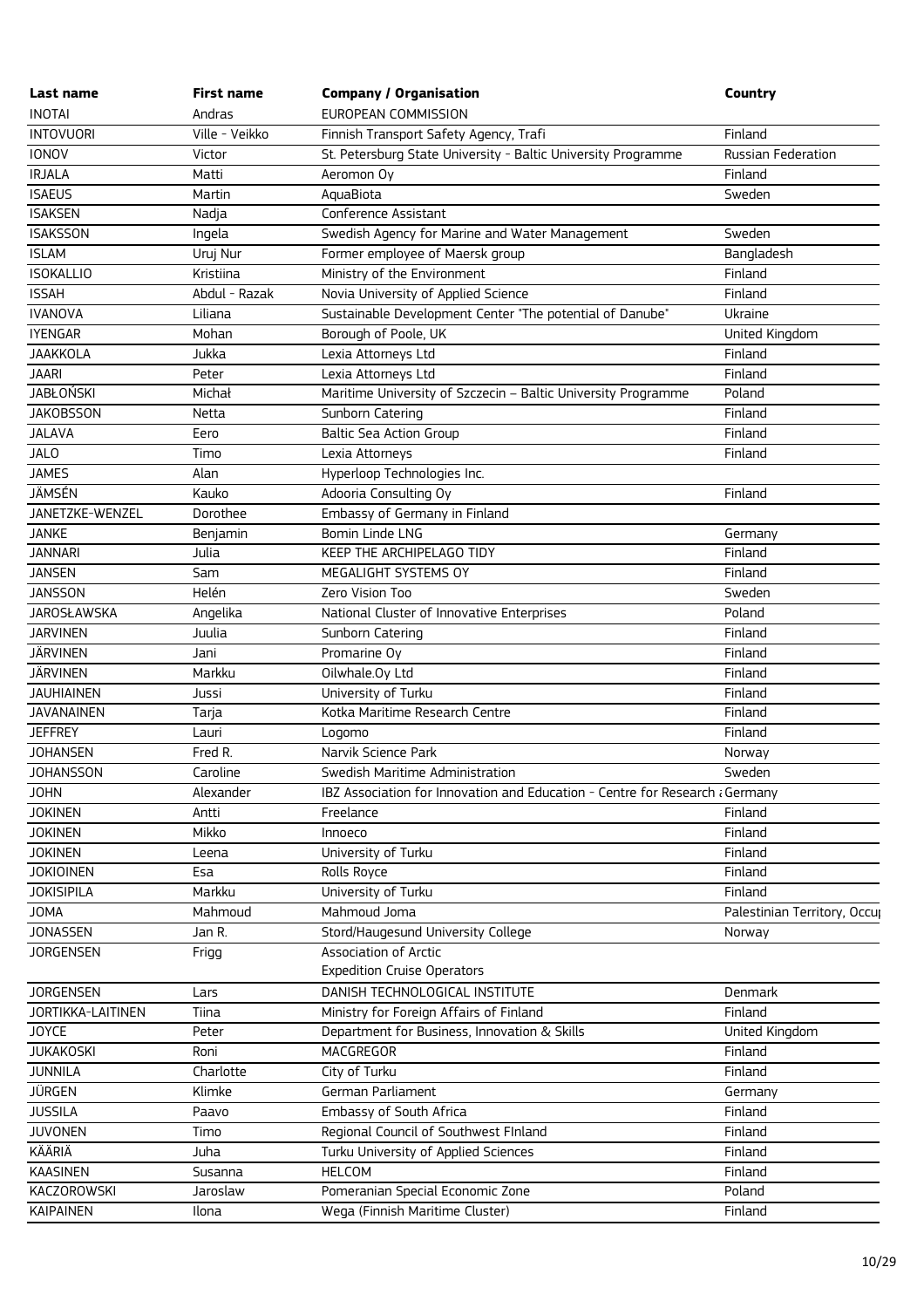| Last name | First name | Company / Organisation | Country |
| --- | --- | --- | --- |
| INOTAI | Andras | EUROPEAN COMMISSION | |
| INTOVUORI | Ville - Veikko | Finnish Transport Safety Agency, Trafi | Finland |
| IONOV | Victor | St. Petersburg State University - Baltic University Programme | Russian Federation |
| IRJALA | Matti | Aeromon Oy | Finland |
| ISAEUS | Martin | AquaBiota | Sweden |
| ISAKSEN | Nadja | Conference Assistant | |
| ISAKSSON | Ingela | Swedish Agency for Marine and Water Management | Sweden |
| ISLAM | Uruj Nur | Former employee of Maersk group | Bangladesh |
| ISOKALLIO | Kristiina | Ministry of the Environment | Finland |
| ISSAH | Abdul - Razak | Novia University of Applied Science | Finland |
| IVANOVA | Liliana | Sustainable Development Center "The potential of Danube" | Ukraine |
| IYENGAR | Mohan | Borough of Poole, UK | United Kingdom |
| JAAKKOLA | Jukka | Lexia Attorneys Ltd | Finland |
| JAARI | Peter | Lexia Attorneys Ltd | Finland |
| JABŁOŃSKI | Michał | Maritime University of Szczecin – Baltic University Programme | Poland |
| JAKOBSSON | Netta | Sunborn Catering | Finland |
| JALAVA | Eero | Baltic Sea Action Group | Finland |
| JALO | Timo | Lexia Attorneys | Finland |
| JAMES | Alan | Hyperloop Technologies Inc. | |
| JÄMSÉN | Kauko | Adooria Consulting Oy | Finland |
| JANETZKE-WENZEL | Dorothee | Embassy of Germany in Finland | |
| JANKE | Benjamin | Bomin Linde LNG | Germany |
| JANNARI | Julia | KEEP THE ARCHIPELAGO TIDY | Finland |
| JANSEN | Sam | MEGALIGHT SYSTEMS OY | Finland |
| JANSSON | Helén | Zero Vision Too | Sweden |
| JAROSŁAWSKA | Angelika | National Cluster of Innovative Enterprises | Poland |
| JARVINEN | Juulia | Sunborn Catering | Finland |
| JÄRVINEN | Jani | Promarine Oy | Finland |
| JÄRVINEN | Markku | Oilwhale.Oy Ltd | Finland |
| JAUHIAINEN | Jussi | University of Turku | Finland |
| JAVANAINEN | Tarja | Kotka Maritime Research Centre | Finland |
| JEFFREY | Lauri | Logomo | Finland |
| JOHANSEN | Fred R. | Narvik Science Park | Norway |
| JOHANSSON | Caroline | Swedish Maritime Administration | Sweden |
| JOHN | Alexander | IBZ Association for Innovation and Education - Centre for Research a | Germany |
| JOKINEN | Antti | Freelance | Finland |
| JOKINEN | Mikko | Innoeco | Finland |
| JOKINEN | Leena | University of Turku | Finland |
| JOKIOINEN | Esa | Rolls Royce | Finland |
| JOKISIPILA | Markku | University of Turku | Finland |
| JOMA | Mahmoud | Mahmoud Joma | Palestinian Territory, Occu |
| JONASSEN | Jan R. | Stord/Haugesund University College | Norway |
| JORGENSEN | Frigg | Association of Arctic Expedition Cruise Operators | |
| JORGENSEN | Lars | DANISH TECHNOLOGICAL INSTITUTE | Denmark |
| JORTIKKA-LAITINEN | Tiina | Ministry for Foreign Affairs of Finland | Finland |
| JOYCE | Peter | Department for Business, Innovation & Skills | United Kingdom |
| JUKAKOSKI | Roni | MACGREGOR | Finland |
| JUNNILA | Charlotte | City of Turku | Finland |
| JÜRGEN | Klimke | German Parliament | Germany |
| JUSSILA | Paavo | Embassy of South Africa | Finland |
| JUVONEN | Timo | Regional Council of Southwest FInland | Finland |
| KÄÄRIÄ | Juha | Turku University of Applied Sciences | Finland |
| KAASINEN | Susanna | HELCOM | Finland |
| KACZOROWSKI | Jaroslaw | Pomeranian Special Economic Zone | Poland |
| KAIPAINEN | Ilona | Wega (Finnish Maritime Cluster) | Finland |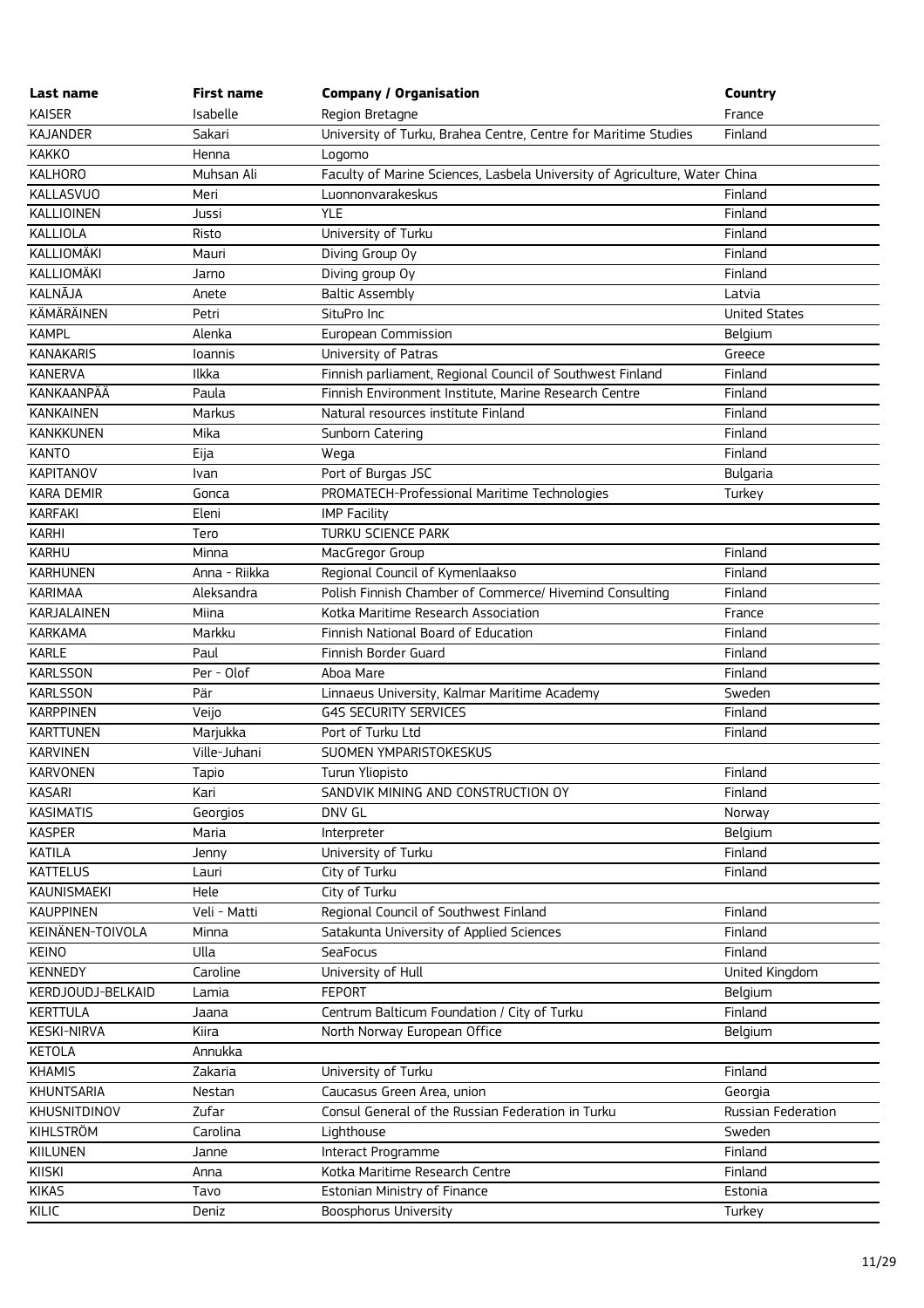| Last name | First name | Company / Organisation | Country |
|---|---|---|---|
| KAISER | Isabelle | Region Bretagne | France |
| KAJANDER | Sakari | University of Turku, Brahea Centre, Centre for Maritime Studies | Finland |
| KAKKO | Henna | Logomo | |
| KALHORO | Muhsan Ali | Faculty of Marine Sciences, Lasbela University of Agriculture, Water | China |
| KALLASVUO | Meri | Luonnonvarakeskus | Finland |
| KALLIOINEN | Jussi | YLE | Finland |
| KALLIOLA | Risto | University of Turku | Finland |
| KALLIOMÄKI | Mauri | Diving Group Oy | Finland |
| KALLIOMÄKI | Jarno | Diving group Oy | Finland |
| KALNĀJA | Anete | Baltic Assembly | Latvia |
| KÄMÄRÄINEN | Petri | SituPro Inc | United States |
| KAMPL | Alenka | European Commission | Belgium |
| KANAKARIS | Ioannis | University of Patras | Greece |
| KANERVA | Ilkka | Finnish parliament, Regional Council of Southwest Finland | Finland |
| KANKAANPÄÄ | Paula | Finnish Environment Institute, Marine Research Centre | Finland |
| KANKAINEN | Markus | Natural resources institute Finland | Finland |
| KANKKUNEN | Mika | Sunborn Catering | Finland |
| KANTO | Eija | Wega | Finland |
| KAPITANOV | Ivan | Port of Burgas JSC | Bulgaria |
| KARA DEMIR | Gonca | PROMATECH-Professional Maritime Technologies | Turkey |
| KARFAKI | Eleni | IMP Facility | |
| KARHI | Tero | TURKU SCIENCE PARK | |
| KARHU | Minna | MacGregor Group | Finland |
| KARHUNEN | Anna - Riikka | Regional Council of Kymenlaakso | Finland |
| KARIMAA | Aleksandra | Polish Finnish Chamber of Commerce/ Hivemind Consulting | Finland |
| KARJALAINEN | Miina | Kotka Maritime Research Association | France |
| KARKAMA | Markku | Finnish National Board of Education | Finland |
| KARLE | Paul | Finnish Border Guard | Finland |
| KARLSSON | Per - Olof | Aboa Mare | Finland |
| KARLSSON | Pär | Linnaeus University, Kalmar Maritime Academy | Sweden |
| KARPPINEN | Veijo | G4S SECURITY SERVICES | Finland |
| KARTTUNEN | Marjukka | Port of Turku Ltd | Finland |
| KARVINEN | Ville-Juhani | SUOMEN YMPARISTOKESKUS | |
| KARVONEN | Tapio | Turun Yliopisto | Finland |
| KASARI | Kari | SANDVIK MINING AND CONSTRUCTION OY | Finland |
| KASIMATIS | Georgios | DNV GL | Norway |
| KASPER | Maria | Interpreter | Belgium |
| KATILA | Jenny | University of Turku | Finland |
| KATTELUS | Lauri | City of Turku | Finland |
| KAUNISMAEKI | Hele | City of Turku | |
| KAUPPINEN | Veli - Matti | Regional Council of Southwest Finland | Finland |
| KEINÄNEN-TOIVOLA | Minna | Satakunta University of Applied Sciences | Finland |
| KEINO | Ulla | SeaFocus | Finland |
| KENNEDY | Caroline | University of Hull | United Kingdom |
| KERDJOUDJ-BELKAID | Lamia | FEPORT | Belgium |
| KERTTULA | Jaana | Centrum Balticum Foundation / City of Turku | Finland |
| KESKI-NIRVA | Kiira | North Norway European Office | Belgium |
| KETOLA | Annukka | | |
| KHAMIS | Zakaria | University of Turku | Finland |
| KHUNTSARIA | Nestan | Caucasus Green Area, union | Georgia |
| KHUSNITDINOV | Zufar | Consul General of the Russian Federation in Turku | Russian Federation |
| KIHLSTRÖM | Carolina | Lighthouse | Sweden |
| KIILUNEN | Janne | Interact Programme | Finland |
| KIISKI | Anna | Kotka Maritime Research Centre | Finland |
| KIKAS | Tavo | Estonian Ministry of Finance | Estonia |
| KILIC | Deniz | Boosphorus University | Turkey |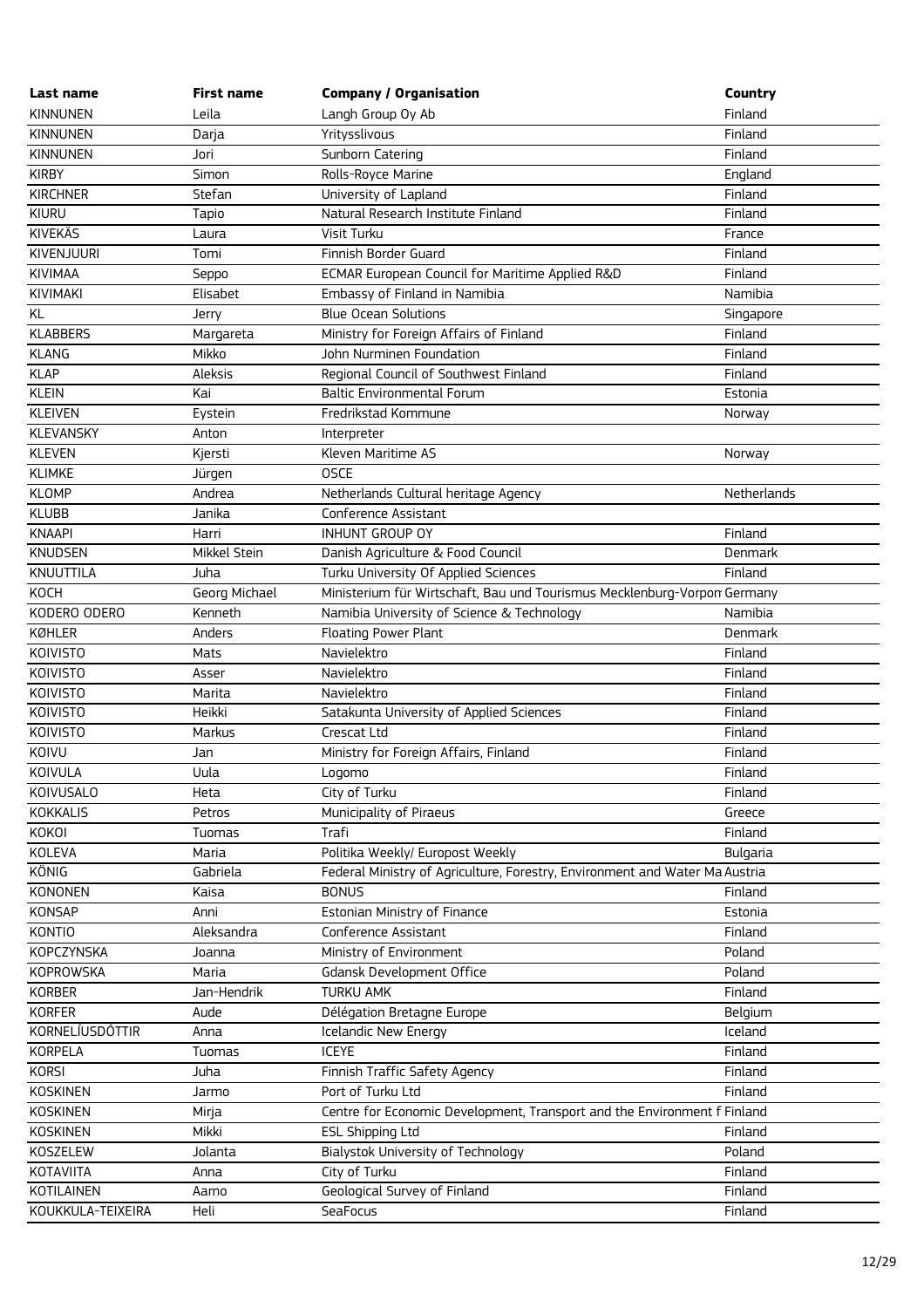| Last name | First name | Company / Organisation | Country |
|---|---|---|---|
| KINNUNEN | Leila | Langh Group Oy Ab | Finland |
| KINNUNEN | Darja | Yritysslivous | Finland |
| KINNUNEN | Jori | Sunborn Catering | Finland |
| KIRBY | Simon | Rolls-Royce Marine | England |
| KIRCHNER | Stefan | University of Lapland | Finland |
| KIURU | Tapio | Natural Research Institute Finland | Finland |
| KIVEKÄS | Laura | Visit Turku | France |
| KIVENJUURI | Tomi | Finnish Border Guard | Finland |
| KIVIMAA | Seppo | ECMAR European Council for Maritime Applied R&D | Finland |
| KIVIMAKI | Elisabet | Embassy of Finland in Namibia | Namibia |
| KL | Jerry | Blue Ocean Solutions | Singapore |
| KLABBERS | Margareta | Ministry for Foreign Affairs of Finland | Finland |
| KLANG | Mikko | John Nurminen Foundation | Finland |
| KLAP | Aleksis | Regional Council of Southwest Finland | Finland |
| KLEIN | Kai | Baltic Environmental Forum | Estonia |
| KLEIVEN | Eystein | Fredrikstad Kommune | Norway |
| KLEVANSKY | Anton | Interpreter | |
| KLEVEN | Kjersti | Kleven Maritime AS | Norway |
| KLIMKE | Jürgen | OSCE | |
| KLOMP | Andrea | Netherlands Cultural heritage Agency | Netherlands |
| KLUBB | Janika | Conference Assistant | |
| KNAAPI | Harri | INHUNT GROUP OY | Finland |
| KNUDSEN | Mikkel Stein | Danish Agriculture & Food Council | Denmark |
| KNUUTTILA | Juha | Turku University Of Applied Sciences | Finland |
| KOCH | Georg Michael | Ministerium für Wirtschaft, Bau und Tourismus Mecklenburg-Vorpom | Germany |
| KODERO ODERO | Kenneth | Namibia University of Science & Technology | Namibia |
| KØHLER | Anders | Floating Power Plant | Denmark |
| KOIVISTO | Mats | Navielektro | Finland |
| KOIVISTO | Asser | Navielektro | Finland |
| KOIVISTO | Marita | Navielektro | Finland |
| KOIVISTO | Heikki | Satakunta University of Applied Sciences | Finland |
| KOIVISTO | Markus | Crescat Ltd | Finland |
| KOIVU | Jan | Ministry for Foreign Affairs, Finland | Finland |
| KOIVULA | Uula | Logomo | Finland |
| KOIVUSALO | Heta | City of Turku | Finland |
| KOKKALIS | Petros | Municipality of Piraeus | Greece |
| KOKOI | Tuomas | Trafi | Finland |
| KOLEVA | Maria | Politika Weekly/ Europost Weekly | Bulgaria |
| KÖNIG | Gabriela | Federal Ministry of Agriculture, Forestry, Environment and Water Ma | Austria |
| KONONEN | Kaisa | BONUS | Finland |
| KONSAP | Anni | Estonian Ministry of Finance | Estonia |
| KONTIO | Aleksandra | Conference Assistant | Finland |
| KOPCZYNSKA | Joanna | Ministry of Environment | Poland |
| KOPROWSKA | Maria | Gdansk Development Office | Poland |
| KORBER | Jan-Hendrik | TURKU AMK | Finland |
| KORFER | Aude | Délégation Bretagne Europe | Belgium |
| KORNELÍUSDÓTTIR | Anna | Icelandic New Energy | Iceland |
| KORPELA | Tuomas | ICEYE | Finland |
| KORSI | Juha | Finnish Traffic Safety Agency | Finland |
| KOSKINEN | Jarmo | Port of Turku Ltd | Finland |
| KOSKINEN | Mirja | Centre for Economic Development, Transport and the Environment f | Finland |
| KOSKINEN | Mikki | ESL Shipping Ltd | Finland |
| KOSZELEW | Jolanta | Bialystok University of Technology | Poland |
| KOTAVIITA | Anna | City of Turku | Finland |
| KOTILAINEN | Aarno | Geological Survey of Finland | Finland |
| KOUKKULA-TEIXEIRA | Heli | SeaFocus | Finland |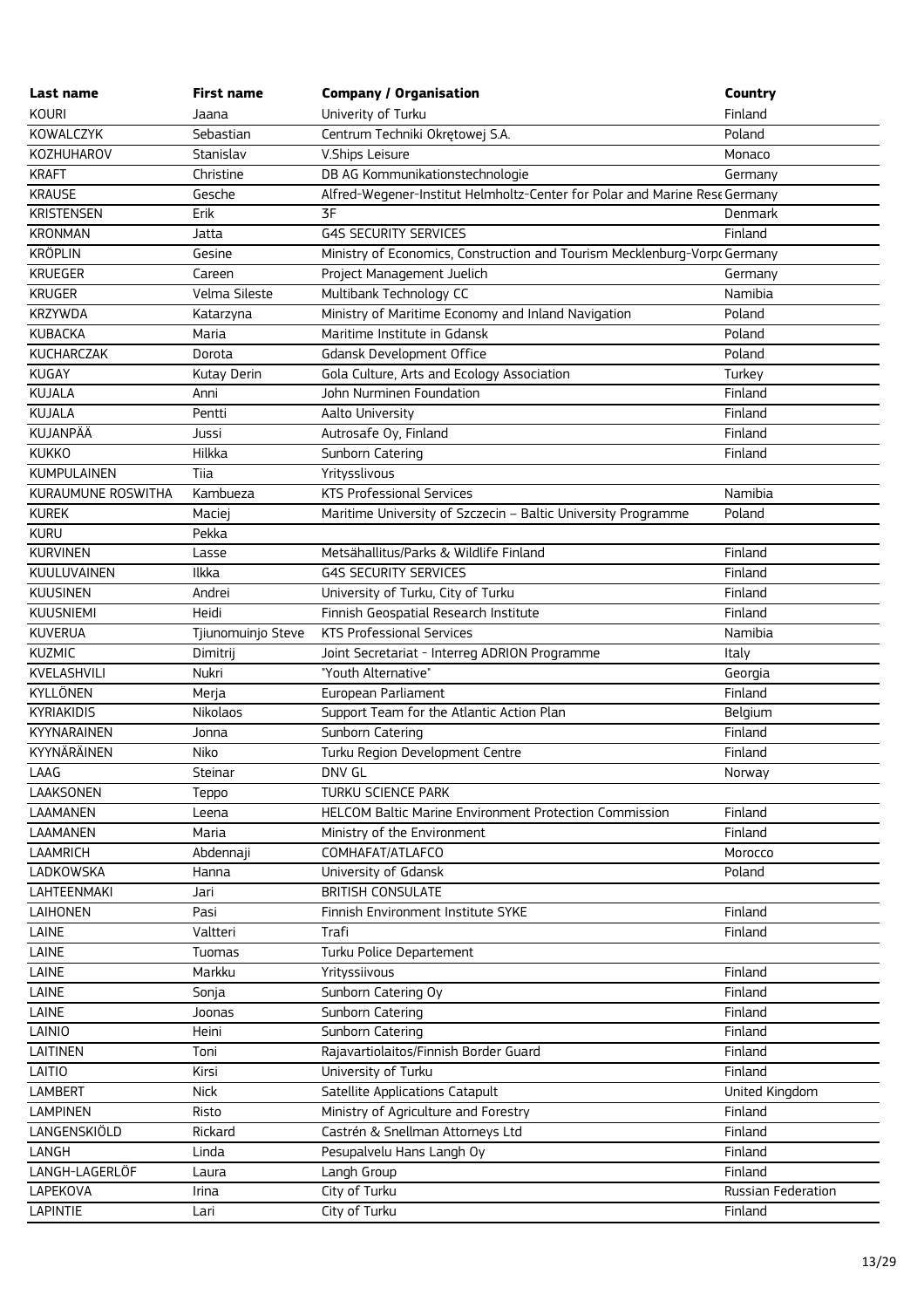| Last name | First name | Company / Organisation | Country |
|---|---|---|---|
| KOURI | Jaana | Univerity of Turku | Finland |
| KOWALCZYK | Sebastian | Centrum Techniki Okrętowej S.A. | Poland |
| KOZHUHAROV | Stanislav | V.Ships Leisure | Monaco |
| KRAFT | Christine | DB AG Kommunikationstechnologie | Germany |
| KRAUSE | Gesche | Alfred-Wegener-Institut Helmholtz-Center for Polar and Marine Rese | Germany |
| KRISTENSEN | Erik | 3F | Denmark |
| KRONMAN | Jatta | G4S SECURITY SERVICES | Finland |
| KRÖPLIN | Gesine | Ministry of Economics, Construction and Tourism Mecklenburg-Vorp | Germany |
| KRUEGER | Careen | Project Management Juelich | Germany |
| KRUGER | Velma Sileste | Multibank Technology CC | Namibia |
| KRZYWDA | Katarzyna | Ministry of Maritime Economy and Inland Navigation | Poland |
| KUBACKA | Maria | Maritime Institute in Gdansk | Poland |
| KUCHARCZAK | Dorota | Gdansk Development Office | Poland |
| KUGAY | Kutay Derin | Gola Culture, Arts and Ecology Association | Turkey |
| KUJALA | Anni | John Nurminen Foundation | Finland |
| KUJALA | Pentti | Aalto University | Finland |
| KUJANPÄÄ | Jussi | Autrosafe Oy, Finland | Finland |
| KUKKO | Hilkka | Sunborn Catering | Finland |
| KUMPULAINEN | Tiia | Yritysslivous | |
| KURAUMUNE ROSWITHA | Kambueza | KTS Professional Services | Namibia |
| KUREK | Maciej | Maritime University of Szczecin – Baltic University Programme | Poland |
| KURU | Pekka | | |
| KURVINEN | Lasse | Metsähallitus/Parks & Wildlife Finland | Finland |
| KUULUVAINEN | Ilkka | G4S SECURITY SERVICES | Finland |
| KUUSINEN | Andrei | University of Turku, City of Turku | Finland |
| KUUSNIEMI | Heidi | Finnish Geospatial Research Institute | Finland |
| KUVERUA | Tjiunomuinjo Steve | KTS Professional Services | Namibia |
| KUZMIC | Dimitrij | Joint Secretariat - Interreg ADRION Programme | Italy |
| KVELASHVILI | Nukri | "Youth Alternative" | Georgia |
| KYLLÖNEN | Merja | European Parliament | Finland |
| KYRIAKIDIS | Nikolaos | Support Team for the Atlantic Action Plan | Belgium |
| KYYNARAINEN | Jonna | Sunborn Catering | Finland |
| KYYNÄRÄINEN | Niko | Turku Region Development Centre | Finland |
| LAAG | Steinar | DNV GL | Norway |
| LAAKSONEN | Teppo | TURKU SCIENCE PARK | |
| LAAMANEN | Leena | HELCOM Baltic Marine Environment Protection Commission | Finland |
| LAAMANEN | Maria | Ministry of the Environment | Finland |
| LAAMRICH | Abdennaji | COMHAFAT/ATLAFCO | Morocco |
| LADKOWSKA | Hanna | University of Gdansk | Poland |
| LAHTEENMAKI | Jari | BRITISH CONSULATE | |
| LAIHONEN | Pasi | Finnish Environment Institute SYKE | Finland |
| LAINE | Valtteri | Trafi | Finland |
| LAINE | Tuomas | Turku Police Departement | |
| LAINE | Markku | Yrityssiivous | Finland |
| LAINE | Sonja | Sunborn Catering Oy | Finland |
| LAINE | Joonas | Sunborn Catering | Finland |
| LAINIO | Heini | Sunborn Catering | Finland |
| LAITINEN | Toni | Rajavartiolaitos/Finnish Border Guard | Finland |
| LAITIO | Kirsi | University of Turku | Finland |
| LAMBERT | Nick | Satellite Applications Catapult | United Kingdom |
| LAMPINEN | Risto | Ministry of Agriculture and Forestry | Finland |
| LANGENSKIÖLD | Rickard | Castrén & Snellman Attorneys Ltd | Finland |
| LANGH | Linda | Pesupalvelu Hans Langh Oy | Finland |
| LANGH-LAGERLÖF | Laura | Langh Group | Finland |
| LAPEKOVA | Irina | City of Turku | Russian Federation |
| LAPINTIE | Lari | City of Turku | Finland |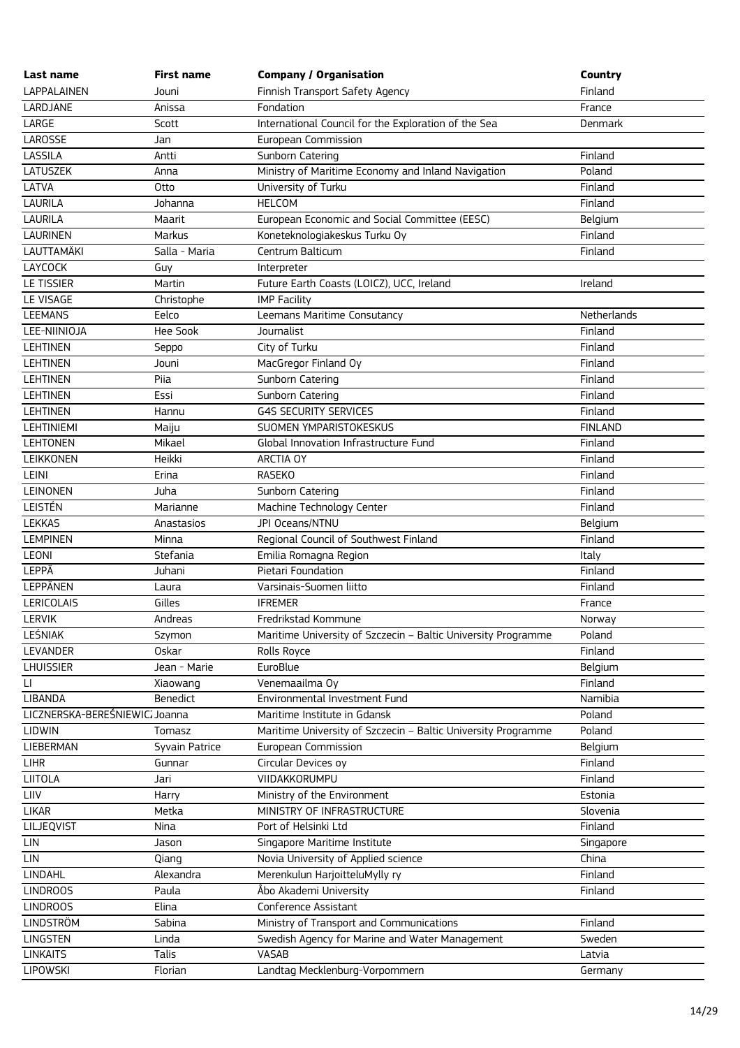| Last name | First name | Company / Organisation | Country |
| --- | --- | --- | --- |
| LAPPALAINEN | Jouni | Finnish Transport Safety Agency | Finland |
| LARDJANE | Anissa | Fondation | France |
| LARGE | Scott | International Council for the Exploration of the Sea | Denmark |
| LAROSSE | Jan | European Commission | |
| LASSILA | Antti | Sunborn Catering | Finland |
| LATUSZEK | Anna | Ministry of Maritime Economy and Inland Navigation | Poland |
| LATVA | Otto | University of Turku | Finland |
| LAURILA | Johanna | HELCOM | Finland |
| LAURILA | Maarit | European Economic and Social Committee (EESC) | Belgium |
| LAURINEN | Markus | Koneteknologiakeskus Turku Oy | Finland |
| LAUTTAMÄKI | Salla - Maria | Centrum Balticum | Finland |
| LAYCOCK | Guy | Interpreter | |
| LE TISSIER | Martin | Future Earth Coasts (LOICZ), UCC, Ireland | Ireland |
| LE VISAGE | Christophe | IMP Facility | |
| LEEMANS | Eelco | Leemans Maritime Consutancy | Netherlands |
| LEE-NIINIOJA | Hee Sook | Journalist | Finland |
| LEHTINEN | Seppo | City of Turku | Finland |
| LEHTINEN | Jouni | MacGregor Finland Oy | Finland |
| LEHTINEN | Piia | Sunborn Catering | Finland |
| LEHTINEN | Essi | Sunborn Catering | Finland |
| LEHTINEN | Hannu | G4S SECURITY SERVICES | Finland |
| LEHTINIEMI | Maiju | SUOMEN YMPARISTOKESKUS | FINLAND |
| LEHTONEN | Mikael | Global Innovation Infrastructure Fund | Finland |
| LEIKKONEN | Heikki | ARCTIA OY | Finland |
| LEINI | Erina | RASEKO | Finland |
| LEINONEN | Juha | Sunborn Catering | Finland |
| LEISTÉN | Marianne | Machine Technology Center | Finland |
| LEKKAS | Anastasios | JPI Oceans/NTNU | Belgium |
| LEMPINEN | Minna | Regional Council of Southwest Finland | Finland |
| LEONI | Stefania | Emilia Romagna Region | Italy |
| LEPPÄ | Juhani | Pietari Foundation | Finland |
| LEPPÄNEN | Laura | Varsinais-Suomen liitto | Finland |
| LERICOLAIS | Gilles | IFREMER | France |
| LERVIK | Andreas | Fredrikstad Kommune | Norway |
| LEŚNIAK | Szymon | Maritime University of Szczecin – Baltic University Programme | Poland |
| LEVANDER | Oskar | Rolls Royce | Finland |
| LHUISSIER | Jean - Marie | EuroBlue | Belgium |
| LI | Xiaowang | Venemaailma Oy | Finland |
| LIBANDA | Benedict | Environmental Investment Fund | Namibia |
| LICZNERSKA-BEREŚNIEWICZ | Joanna | Maritime Institute in Gdansk | Poland |
| LIDWIN | Tomasz | Maritime University of Szczecin – Baltic University Programme | Poland |
| LIEBERMAN | Syvain Patrice | European Commission | Belgium |
| LIHR | Gunnar | Circular Devices oy | Finland |
| LIITOLA | Jari | VIIDAKKORUMPU | Finland |
| LIIV | Harry | Ministry of the Environment | Estonia |
| LIKAR | Metka | MINISTRY OF INFRASTRUCTURE | Slovenia |
| LILJEQVIST | Nina | Port of Helsinki Ltd | Finland |
| LIN | Jason | Singapore Maritime Institute | Singapore |
| LIN | Qiang | Novia University of Applied science | China |
| LINDAHL | Alexandra | Merenkulun HarjoitteluMylly ry | Finland |
| LINDROOS | Paula | Åbo Akademi University | Finland |
| LINDROOS | Elina | Conference Assistant | |
| LINDSTRÖM | Sabina | Ministry of Transport and Communications | Finland |
| LINGSTEN | Linda | Swedish Agency for Marine and Water Management | Sweden |
| LINKAITS | Talis | VASAB | Latvia |
| LIPOWSKI | Florian | Landtag Mecklenburg-Vorpommern | Germany |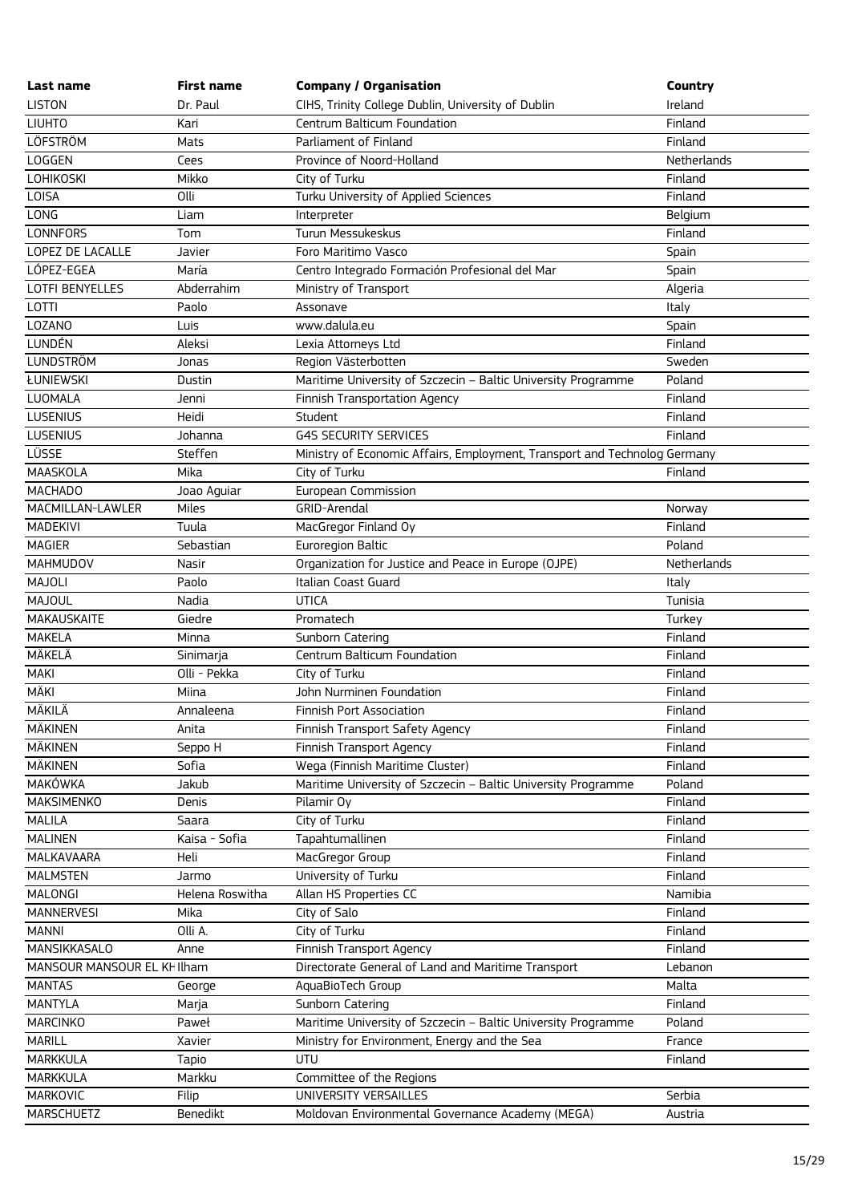| Last name | First name | Company / Organisation | Country |
|---|---|---|---|
| LISTON | Dr. Paul | CIHS, Trinity College Dublin, University of Dublin | Ireland |
| LIUHTO | Kari | Centrum Balticum Foundation | Finland |
| LÖFSTRÖM | Mats | Parliament of Finland | Finland |
| LOGGEN | Cees | Province of Noord-Holland | Netherlands |
| LOHIKOSKI | Mikko | City of Turku | Finland |
| LOISA | Olli | Turku University of Applied Sciences | Finland |
| LONG | Liam | Interpreter | Belgium |
| LONNFORS | Tom | Turun Messukeskus | Finland |
| LOPEZ DE LACALLE | Javier | Foro Maritimo Vasco | Spain |
| LÓPEZ-EGEA | María | Centro Integrado Formación Profesional del Mar | Spain |
| LOTFI BENYELLES | Abderrahim | Ministry of Transport | Algeria |
| LOTTI | Paolo | Assonave | Italy |
| LOZANO | Luis | www.dalula.eu | Spain |
| LUNDÉN | Aleksi | Lexia Attorneys Ltd | Finland |
| LUNDSTRÖM | Jonas | Region Västerbotten | Sweden |
| ŁUNIEWSKI | Dustin | Maritime University of Szczecin – Baltic University Programme | Poland |
| LUOMALA | Jenni | Finnish Transportation Agency | Finland |
| LUSENIUS | Heidi | Student | Finland |
| LUSENIUS | Johanna | G4S SECURITY SERVICES | Finland |
| LÜSSE | Steffen | Ministry of Economic Affairs, Employment, Transport and Technolog | Germany |
| MAASKOLA | Mika | City of Turku | Finland |
| MACHADO | Joao Aguiar | European Commission | |
| MACMILLAN-LAWLER | Miles | GRID-Arendal | Norway |
| MADEKIVI | Tuula | MacGregor Finland Oy | Finland |
| MAGIER | Sebastian | Euroregion Baltic | Poland |
| MAHMUDOV | Nasir | Organization for Justice and Peace in Europe (OJPE) | Netherlands |
| MAJOLI | Paolo | Italian Coast Guard | Italy |
| MAJOUL | Nadia | UTICA | Tunisia |
| MAKAUSKAITE | Giedre | Promatech | Turkey |
| MAKELA | Minna | Sunborn Catering | Finland |
| MÄKELÄ | Sinimarja | Centrum Balticum Foundation | Finland |
| MAKI | Olli - Pekka | City of Turku | Finland |
| MÄKI | Miina | John Nurminen Foundation | Finland |
| MÄKILÄ | Annaleena | Finnish Port Association | Finland |
| MÄKINEN | Anita | Finnish Transport Safety Agency | Finland |
| MÄKINEN | Seppo H | Finnish Transport Agency | Finland |
| MÄKINEN | Sofia | Wega (Finnish Maritime Cluster) | Finland |
| MAKÓWKA | Jakub | Maritime University of Szczecin – Baltic University Programme | Poland |
| MAKSIMENKO | Denis | Pilamir Oy | Finland |
| MALILA | Saara | City of Turku | Finland |
| MALINEN | Kaisa - Sofia | Tapahtumallinen | Finland |
| MALKAVAARA | Heli | MacGregor Group | Finland |
| MALMSTEN | Jarmo | University of Turku | Finland |
| MALONGI | Helena Roswitha | Allan HS Properties CC | Namibia |
| MANNERVESI | Mika | City of Salo | Finland |
| MANNI | Olli A. | City of Turku | Finland |
| MANSIKKASALO | Anne | Finnish Transport Agency | Finland |
| MANSOUR MANSOUR EL KH | Ilham | Directorate General of Land and Maritime Transport | Lebanon |
| MANTAS | George | AquaBioTech Group | Malta |
| MANTYLA | Marja | Sunborn Catering | Finland |
| MARCINKO | Paweł | Maritime University of Szczecin – Baltic University Programme | Poland |
| MARILL | Xavier | Ministry for Environment, Energy and the Sea | France |
| MARKKULA | Tapio | UTU | Finland |
| MARKKULA | Markku | Committee of the Regions | |
| MARKOVIC | Filip | UNIVERSITY VERSAILLES | Serbia |
| MARSCHUETZ | Benedikt | Moldovan Environmental Governance Academy (MEGA) | Austria |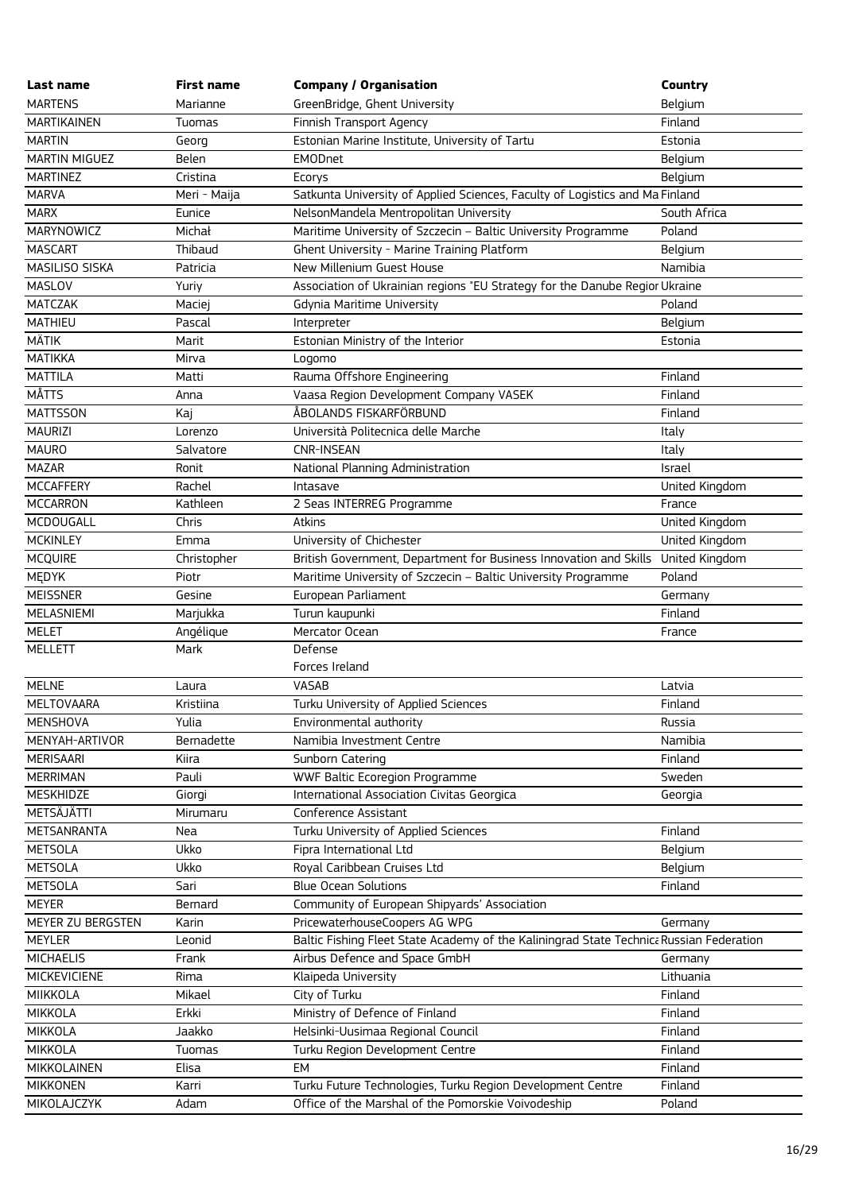| Last name | First name | Company / Organisation | Country |
|---|---|---|---|
| MARTENS | Marianne | GreenBridge, Ghent University | Belgium |
| MARTIKAINEN | Tuomas | Finnish Transport Agency | Finland |
| MARTIN | Georg | Estonian Marine Institute, University of Tartu | Estonia |
| MARTIN MIGUEZ | Belen | EMODnet | Belgium |
| MARTINEZ | Cristina | Ecorys | Belgium |
| MARVA | Meri - Maija | Satkunta University of Applied Sciences, Faculty of Logistics and Ma | Finland |
| MARX | Eunice | NelsonMandela Mentropolitan University | South Africa |
| MARYNOWICZ | Michał | Maritime University of Szczecin – Baltic University Programme | Poland |
| MASCART | Thibaud | Ghent University - Marine Training Platform | Belgium |
| MASILISO SISKA | Patricia | New Millenium Guest House | Namibia |
| MASLOV | Yuriy | Association of Ukrainian regions "EU Strategy for the Danube Regior | Ukraine |
| MATCZAK | Maciej | Gdynia Maritime University | Poland |
| MATHIEU | Pascal | Interpreter | Belgium |
| MÄTIK | Marit | Estonian Ministry of the Interior | Estonia |
| MATIKKA | Mirva | Logomo | |
| MATTILA | Matti | Rauma Offshore Engineering | Finland |
| MÅTTS | Anna | Vaasa Region Development Company VASEK | Finland |
| MATTSSON | Kaj | ÅBOLANDS FISKARFÖRBUND | Finland |
| MAURIZI | Lorenzo | Università Politecnica delle Marche | Italy |
| MAURO | Salvatore | CNR-INSEAN | Italy |
| MAZAR | Ronit | National Planning Administration | Israel |
| MCCAFFERY | Rachel | Intasave | United Kingdom |
| MCCARRON | Kathleen | 2 Seas INTERREG Programme | France |
| MCDOUGALL | Chris | Atkins | United Kingdom |
| MCKINLEY | Emma | University of Chichester | United Kingdom |
| MCQUIRE | Christopher | British Government, Department for Business Innovation and Skills | United Kingdom |
| MĘDYK | Piotr | Maritime University of Szczecin – Baltic University Programme | Poland |
| MEISSNER | Gesine | European Parliament | Germany |
| MELASNIEMI | Marjukka | Turun kaupunki | Finland |
| MELET | Angélique | Mercator Ocean | France |
| MELLETT | Mark | Defense Forces Ireland | |
| MELNE | Laura | VASAB | Latvia |
| MELTOVAARA | Kristiina | Turku University of Applied Sciences | Finland |
| MENSHOVA | Yulia | Environmental authority | Russia |
| MENYAH-ARTIVOR | Bernadette | Namibia Investment Centre | Namibia |
| MERISAARI | Kiira | Sunborn Catering | Finland |
| MERRIMAN | Pauli | WWF Baltic Ecoregion Programme | Sweden |
| MESKHIDZE | Giorgi | International Association Civitas Georgica | Georgia |
| METSÄJÄTTI | Mirumaru | Conference Assistant | |
| METSANRANTA | Nea | Turku University of Applied Sciences | Finland |
| METSOLA | Ukko | Fipra International Ltd | Belgium |
| METSOLA | Ukko | Royal Caribbean Cruises Ltd | Belgium |
| METSOLA | Sari | Blue Ocean Solutions | Finland |
| MEYER | Bernard | Community of European Shipyards' Association | |
| MEYER ZU BERGSTEN | Karin | PricewaterhouseCoopers AG WPG | Germany |
| MEYLER | Leonid | Baltic Fishing Fleet State Academy of the Kaliningrad State Technica | Russian Federation |
| MICHAELIS | Frank | Airbus Defence and Space GmbH | Germany |
| MICKEVICIENE | Rima | Klaipeda University | Lithuania |
| MIIKKOLA | Mikael | City of Turku | Finland |
| MIKKOLA | Erkki | Ministry of Defence of Finland | Finland |
| MIKKOLA | Jaakko | Helsinki-Uusimaa Regional Council | Finland |
| MIKKOLA | Tuomas | Turku Region Development Centre | Finland |
| MIKKOLAINEN | Elisa | EM | Finland |
| MIKKONEN | Karri | Turku Future Technologies, Turku Region Development Centre | Finland |
| MIKOLAJCZYK | Adam | Office of the Marshal of the Pomorskie Voivodeship | Poland |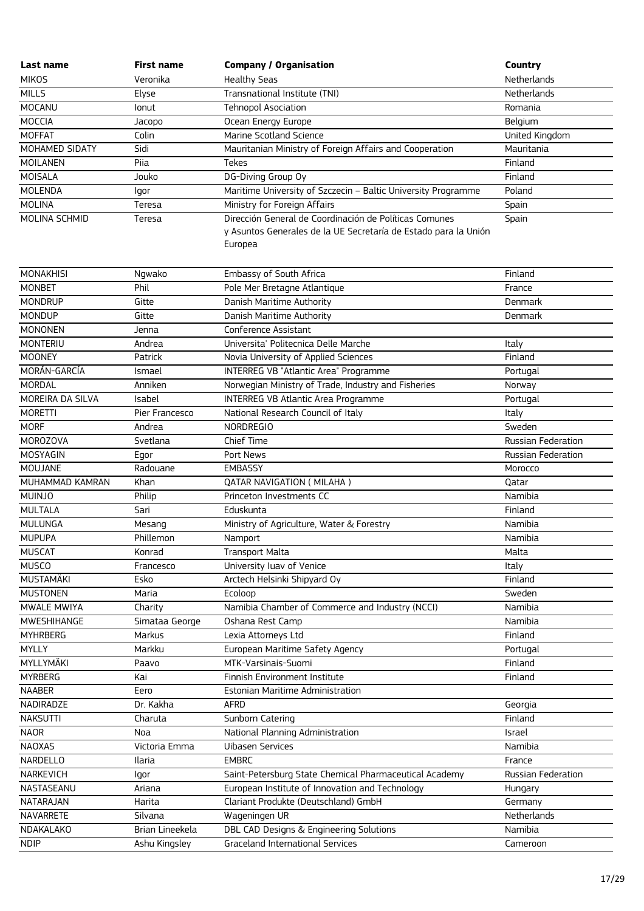| Last name | First name | Company / Organisation | Country |
|---|---|---|---|
| MIKOS | Veronika | Healthy Seas | Netherlands |
| MILLS | Elyse | Transnational Institute (TNI) | Netherlands |
| MOCANU | Ionut | Tehnopol Asociation | Romania |
| MOCCIA | Jacopo | Ocean Energy Europe | Belgium |
| MOFFAT | Colin | Marine Scotland Science | United Kingdom |
| MOHAMED SIDATY | Sidi | Mauritanian Ministry of Foreign Affairs and Cooperation | Mauritania |
| MOILANEN | Piia | Tekes | Finland |
| MOISALA | Jouko | DG-Diving Group Oy | Finland |
| MOLENDA | Igor | Maritime University of Szczecin – Baltic University Programme | Poland |
| MOLINA | Teresa | Ministry for Foreign Affairs | Spain |
| MOLINA SCHMID | Teresa | Dirección General de Coordinación de Políticas Comunes y Asuntos Generales de la UE Secretaría de Estado para la Unión Europea | Spain |
| MONAKHISI | Ngwako | Embassy of South Africa | Finland |
| MONBET | Phil | Pole Mer Bretagne Atlantique | France |
| MONDRUP | Gitte | Danish Maritime Authority | Denmark |
| MONDUP | Gitte | Danish Maritime Authority | Denmark |
| MONONEN | Jenna | Conference Assistant | |
| MONTERIU | Andrea | Universita' Politecnica Delle Marche | Italy |
| MOONEY | Patrick | Novia University of Applied Sciences | Finland |
| MORÁN-GARCÍA | Ismael | INTERREG VB "Atlantic Area" Programme | Portugal |
| MORDAL | Anniken | Norwegian Ministry of Trade, Industry and Fisheries | Norway |
| MOREIRA DA SILVA | Isabel | INTERREG VB Atlantic Area Programme | Portugal |
| MORETTI | Pier Francesco | National Research Council of Italy | Italy |
| MORF | Andrea | NORDREGIO | Sweden |
| MOROZOVA | Svetlana | Chief Time | Russian Federation |
| MOSYAGIN | Egor | Port News | Russian Federation |
| MOUJANE | Radouane | EMBASSY | Morocco |
| MUHAMMAD KAMRAN | Khan | QATAR NAVIGATION ( MILAHA ) | Qatar |
| MUINJO | Philip | Princeton Investments CC | Namibia |
| MULTALA | Sari | Eduskunta | Finland |
| MULUNGA | Mesang | Ministry of Agriculture, Water & Forestry | Namibia |
| MUPUPA | Phillemon | Namport | Namibia |
| MUSCAT | Konrad | Transport Malta | Malta |
| MUSCO | Francesco | University Iuav of Venice | Italy |
| MUSTAMÄKI | Esko | Arctech Helsinki Shipyard Oy | Finland |
| MUSTONEN | Maria | Ecoloop | Sweden |
| MWALE MWIYA | Charity | Namibia Chamber of Commerce and Industry (NCCI) | Namibia |
| MWESHIHANGE | Simataa George | Oshana Rest Camp | Namibia |
| MYHRBERG | Markus | Lexia Attorneys Ltd | Finland |
| MYLLY | Markku | European Maritime Safety Agency | Portugal |
| MYLLYMÄKI | Paavo | MTK-Varsinais-Suomi | Finland |
| MYRBERG | Kai | Finnish Environment Institute | Finland |
| NAABER | Eero | Estonian Maritime Administration | |
| NADIRADZE | Dr. Kakha | AFRD | Georgia |
| NAKSUTTI | Charuta | Sunborn Catering | Finland |
| NAOR | Noa | National Planning Administration | Israel |
| NAOXAS | Victoria Emma | Uibasen Services | Namibia |
| NARDELLO | Ilaria | EMBRC | France |
| NARKEVICH | Igor | Saint-Petersburg State Chemical Pharmaceutical Academy | Russian Federation |
| NASTASEANU | Ariana | European Institute of Innovation and Technology | Hungary |
| NATARAJAN | Harita | Clariant Produkte (Deutschland) GmbH | Germany |
| NAVARRETE | Silvana | Wageningen UR | Netherlands |
| NDAKALAKO | Brian Lineekela | DBL CAD Designs & Engineering Solutions | Namibia |
| NDIP | Ashu Kingsley | Graceland International Services | Cameroon |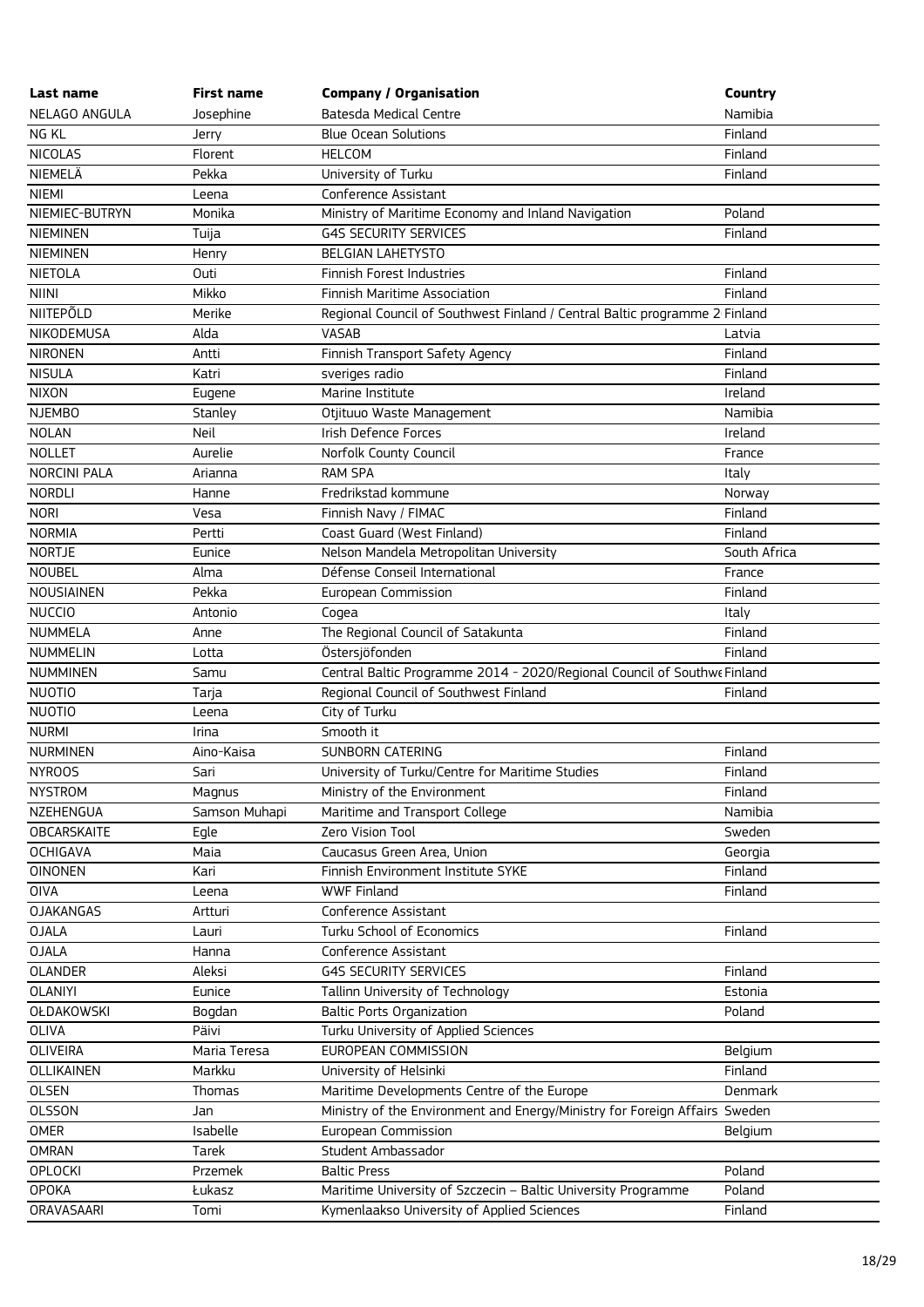| Last name | First name | Company / Organisation | Country |
|---|---|---|---|
| NELAGO ANGULA | Josephine | Batesda Medical Centre | Namibia |
| NG KL | Jerry | Blue Ocean Solutions | Finland |
| NICOLAS | Florent | HELCOM | Finland |
| NIEMELÄ | Pekka | University of Turku | Finland |
| NIEMI | Leena | Conference Assistant | |
| NIEMIEC-BUTRYN | Monika | Ministry of Maritime Economy and Inland Navigation | Poland |
| NIEMINEN | Tuija | G4S SECURITY SERVICES | Finland |
| NIEMINEN | Henry | BELGIAN LAHETYSTO | |
| NIETOLA | Outi | Finnish Forest Industries | Finland |
| NIINI | Mikko | Finnish Maritime Association | Finland |
| NIITEPÕLD | Merike | Regional Council of Southwest Finland / Central Baltic programme 2 | Finland |
| NIKODEMUSA | Alda | VASAB | Latvia |
| NIRONEN | Antti | Finnish Transport Safety Agency | Finland |
| NISULA | Katri | sveriges radio | Finland |
| NIXON | Eugene | Marine Institute | Ireland |
| NJEMBO | Stanley | Otjituuo Waste Management | Namibia |
| NOLAN | Neil | Irish Defence Forces | Ireland |
| NOLLET | Aurelie | Norfolk County Council | France |
| NORCINI PALA | Arianna | RAM SPA | Italy |
| NORDLI | Hanne | Fredrikstad kommune | Norway |
| NORI | Vesa | Finnish Navy / FIMAC | Finland |
| NORMIA | Pertti | Coast Guard (West Finland) | Finland |
| NORTJE | Eunice | Nelson Mandela Metropolitan University | South Africa |
| NOUBEL | Alma | Défense Conseil International | France |
| NOUSIAINEN | Pekka | European Commission | Finland |
| NUCCIO | Antonio | Cogea | Italy |
| NUMMELA | Anne | The Regional Council of Satakunta | Finland |
| NUMMELIN | Lotta | Östersjöfonden | Finland |
| NUMMINEN | Samu | Central Baltic Programme 2014 - 2020/Regional Council of Southwe | Finland |
| NUOTIO | Tarja | Regional Council of Southwest Finland | Finland |
| NUOTIO | Leena | City of Turku | |
| NURMI | Irina | Smooth it | |
| NURMINEN | Aino-Kaisa | SUNBORN CATERING | Finland |
| NYROOS | Sari | University of Turku/Centre for Maritime Studies | Finland |
| NYSTROM | Magnus | Ministry of the Environment | Finland |
| NZEHENGUA | Samson Muhapi | Maritime and Transport College | Namibia |
| OBCARSKAITE | Egle | Zero Vision Tool | Sweden |
| OCHIGAVA | Maia | Caucasus Green Area, Union | Georgia |
| OINONEN | Kari | Finnish Environment Institute SYKE | Finland |
| OIVA | Leena | WWF Finland | Finland |
| OJAKANGAS | Artturi | Conference Assistant | |
| OJALA | Lauri | Turku School of Economics | Finland |
| OJALA | Hanna | Conference Assistant | |
| OLANDER | Aleksi | G4S SECURITY SERVICES | Finland |
| OLANIYI | Eunice | Tallinn University of Technology | Estonia |
| OŁDAKOWSKI | Bogdan | Baltic Ports Organization | Poland |
| OLIVA | Päivi | Turku University of Applied Sciences | |
| OLIVEIRA | Maria Teresa | EUROPEAN COMMISSION | Belgium |
| OLLIKAINEN | Markku | University of Helsinki | Finland |
| OLSEN | Thomas | Maritime Developments Centre of the Europe | Denmark |
| OLSSON | Jan | Ministry of the Environment and Energy/Ministry for Foreign Affairs | Sweden |
| OMER | Isabelle | European Commission | Belgium |
| OMRAN | Tarek | Student Ambassador | |
| OPLOCKI | Przemek | Baltic Press | Poland |
| OPOKA | Łukasz | Maritime University of Szczecin – Baltic University Programme | Poland |
| ORAVASAARI | Tomi | Kymenlaakso University of Applied Sciences | Finland |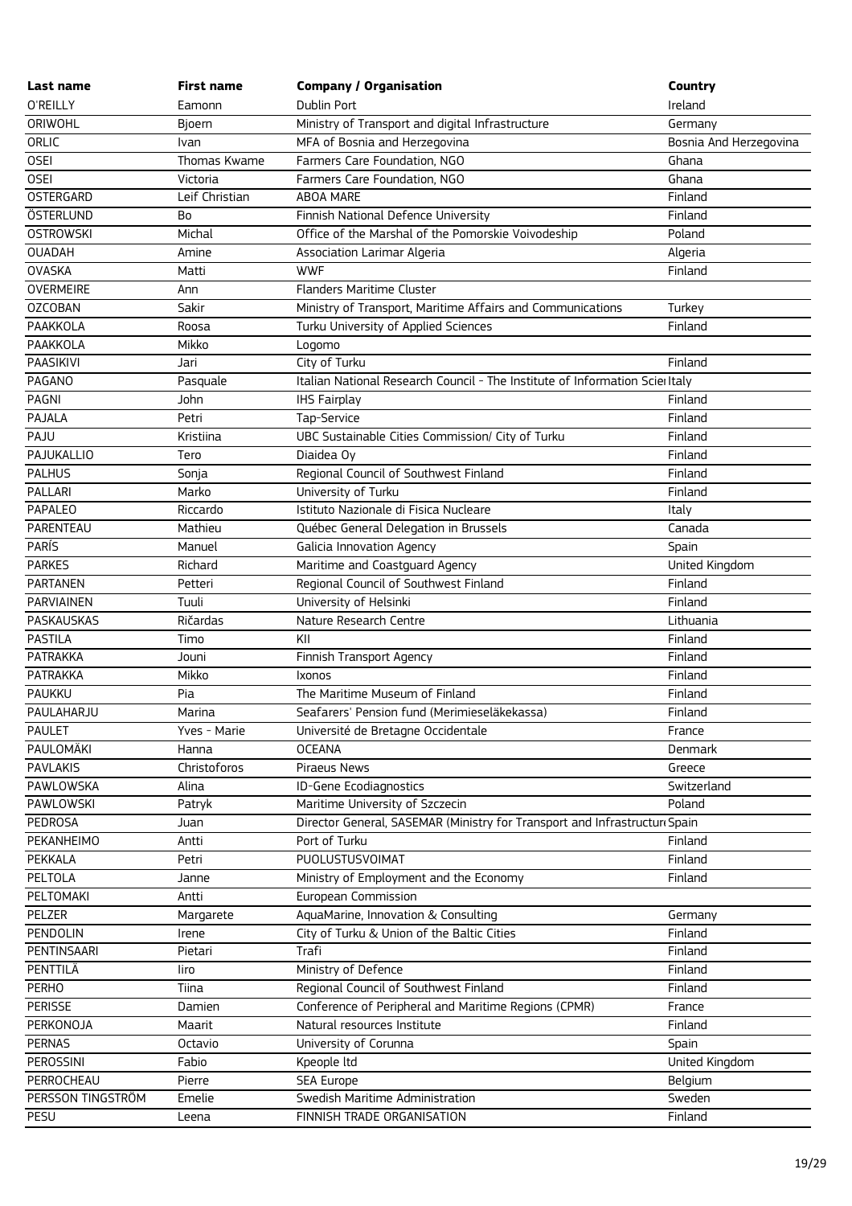| Last name | First name | Company / Organisation | Country |
|---|---|---|---|
| O'REILLY | Eamonn | Dublin Port | Ireland |
| ORIWOHL | Bjoern | Ministry of Transport and digital Infrastructure | Germany |
| ORLIC | Ivan | MFA of Bosnia and Herzegovina | Bosnia And Herzegovina |
| OSEI | Thomas Kwame | Farmers Care Foundation, NGO | Ghana |
| OSEI | Victoria | Farmers Care Foundation, NGO | Ghana |
| OSTERGARD | Leif Christian | ABOA MARE | Finland |
| ÖSTERLUND | Bo | Finnish National Defence University | Finland |
| OSTROWSKI | Michal | Office of the Marshal of the Pomorskie Voivodeship | Poland |
| OUADAH | Amine | Association Larimar Algeria | Algeria |
| OVASKA | Matti | WWF | Finland |
| OVERMEIRE | Ann | Flanders Maritime Cluster | |
| OZCOBAN | Sakir | Ministry of Transport, Maritime Affairs and Communications | Turkey |
| PAAKKOLA | Roosa | Turku University of Applied Sciences | Finland |
| PAAKKOLA | Mikko | Logomo | |
| PAASIKIVI | Jari | City of Turku | Finland |
| PAGANO | Pasquale | Italian National Research Council - The Institute of Information Scie | Italy |
| PAGNI | John | IHS Fairplay | Finland |
| PAJALA | Petri | Tap-Service | Finland |
| PAJU | Kristiina | UBC Sustainable Cities Commission/ City of Turku | Finland |
| PAJUKALLIO | Tero | Diaidea Oy | Finland |
| PALHUS | Sonja | Regional Council of Southwest Finland | Finland |
| PALLARI | Marko | University of Turku | Finland |
| PAPALEO | Riccardo | Istituto Nazionale di Fisica Nucleare | Italy |
| PARENTEAU | Mathieu | Québec General Delegation in Brussels | Canada |
| PARÍS | Manuel | Galicia Innovation Agency | Spain |
| PARKES | Richard | Maritime and Coastguard Agency | United Kingdom |
| PARTANEN | Petteri | Regional Council of Southwest Finland | Finland |
| PARVIAINEN | Tuuli | University of Helsinki | Finland |
| PASKAUSKAS | Ričardas | Nature Research Centre | Lithuania |
| PASTILA | Timo | KII | Finland |
| PATRAKKA | Jouni | Finnish Transport Agency | Finland |
| PATRAKKA | Mikko | Ixonos | Finland |
| PAUKKU | Pia | The Maritime Museum of Finland | Finland |
| PAULAHARJU | Marina | Seafarers' Pension fund (Merimieseläkekassa) | Finland |
| PAULET | Yves - Marie | Université de Bretagne Occidentale | France |
| PAULOMÄKI | Hanna | OCEANA | Denmark |
| PAVLAKIS | Christoforos | Piraeus News | Greece |
| PAWLOWSKA | Alina | ID-Gene Ecodiagnostics | Switzerland |
| PAWLOWSKI | Patryk | Maritime University of Szczecin | Poland |
| PEDROSA | Juan | Director General, SASEMAR (Ministry for Transport and Infrastructur | Spain |
| PEKANHEIMO | Antti | Port of Turku | Finland |
| PEKKALA | Petri | PUOLUSTUSVOIMAT | Finland |
| PELTOLA | Janne | Ministry of Employment and the Economy | Finland |
| PELTOMAKI | Antti | European Commission | |
| PELZER | Margarete | AquaMarine, Innovation & Consulting | Germany |
| PENDOLIN | Irene | City of Turku & Union of the Baltic Cities | Finland |
| PENTINSAARI | Pietari | Trafi | Finland |
| PENTTILÄ | Iiro | Ministry of Defence | Finland |
| PERHO | Tiina | Regional Council of Southwest Finland | Finland |
| PERISSE | Damien | Conference of Peripheral and Maritime Regions (CPMR) | France |
| PERKONOJA | Maarit | Natural resources Institute | Finland |
| PERNAS | Octavio | University of Corunna | Spain |
| PEROSSINI | Fabio | Kpeople ltd | United Kingdom |
| PERROCHEAU | Pierre | SEA Europe | Belgium |
| PERSSON TINGSTRÖM | Emelie | Swedish Maritime Administration | Sweden |
| PESU | Leena | FINNISH TRADE ORGANISATION | Finland |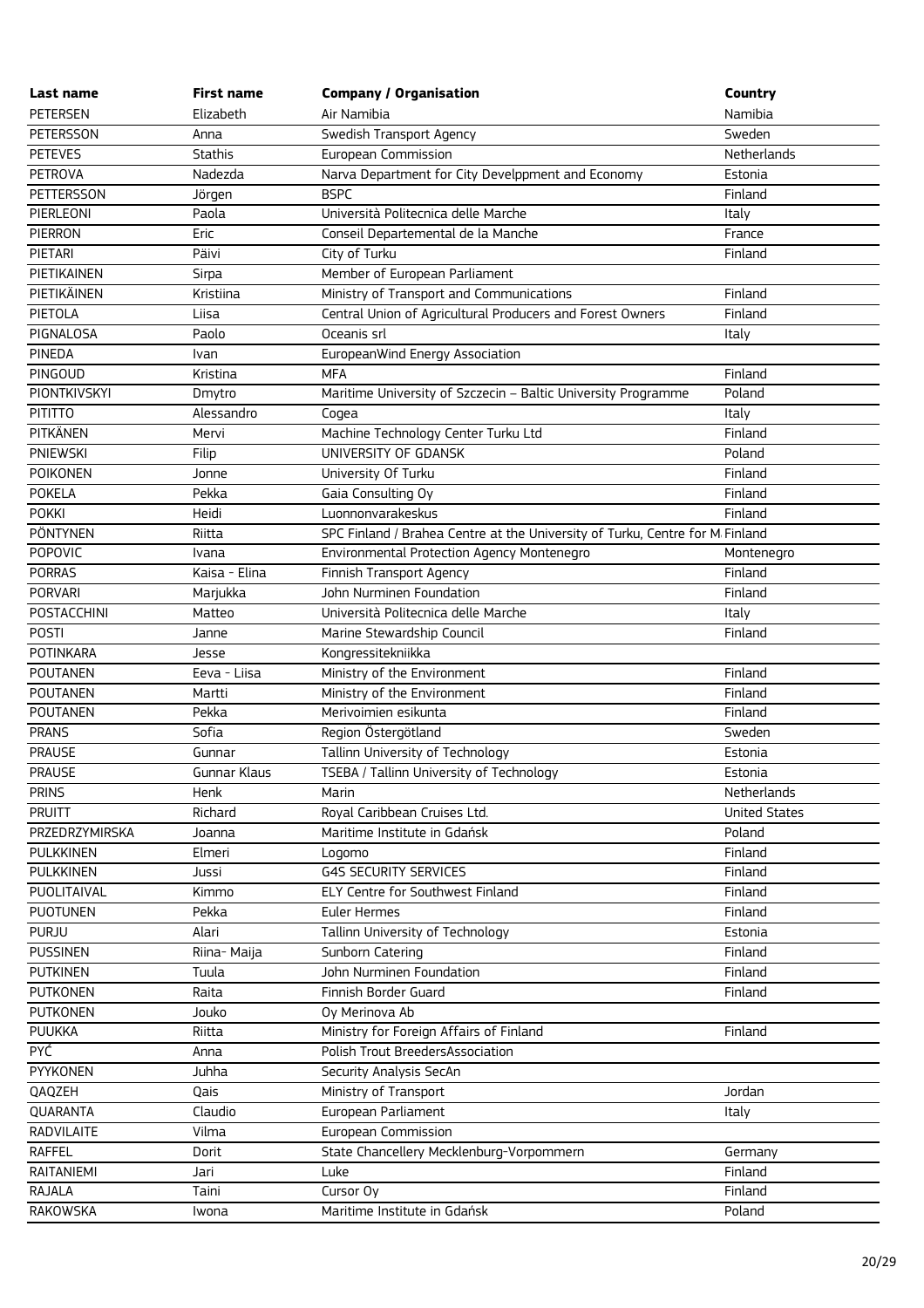| Last name | First name | Company / Organisation | Country |
| --- | --- | --- | --- |
| PETERSEN | Elizabeth | Air Namibia | Namibia |
| PETERSSON | Anna | Swedish Transport Agency | Sweden |
| PETEVES | Stathis | European Commission | Netherlands |
| PETROVA | Nadezda | Narva Department for City Develppment and Economy | Estonia |
| PETTERSSON | Jörgen | BSPC | Finland |
| PIERLEONI | Paola | Università Politecnica delle Marche | Italy |
| PIERRON | Eric | Conseil Departemental de la Manche | France |
| PIETARI | Päivi | City of Turku | Finland |
| PIETIKAINEN | Sirpa | Member of European Parliament | |
| PIETIKÄINEN | Kristiina | Ministry of Transport and Communications | Finland |
| PIETOLA | Liisa | Central Union of Agricultural Producers and Forest Owners | Finland |
| PIGNALOSA | Paolo | Oceanis srl | Italy |
| PINEDA | Ivan | EuropeanWind Energy Association | |
| PINGOUD | Kristina | MFA | Finland |
| PIONTKIVSKYI | Dmytro | Maritime University of Szczecin – Baltic University Programme | Poland |
| PITITTO | Alessandro | Cogea | Italy |
| PITKÄNEN | Mervi | Machine Technology Center Turku Ltd | Finland |
| PNIEWSKI | Filip | UNIVERSITY OF GDANSK | Poland |
| POIKONEN | Jonne | University Of Turku | Finland |
| POKELA | Pekka | Gaia Consulting Oy | Finland |
| POKKI | Heidi | Luonnonvarakeskus | Finland |
| PÖNTYNEN | Riitta | SPC Finland / Brahea Centre at the University of Turku, Centre for M | Finland |
| POPOVIC | Ivana | Environmental Protection Agency Montenegro | Montenegro |
| PORRAS | Kaisa - Elina | Finnish Transport Agency | Finland |
| PORVARI | Marjukka | John Nurminen Foundation | Finland |
| POSTACCHINI | Matteo | Università Politecnica delle Marche | Italy |
| POSTI | Janne | Marine Stewardship Council | Finland |
| POTINKARA | Jesse | Kongressitekniikka | |
| POUTANEN | Eeva - Liisa | Ministry of the Environment | Finland |
| POUTANEN | Martti | Ministry of the Environment | Finland |
| POUTANEN | Pekka | Merivoimien esikunta | Finland |
| PRANS | Sofia | Region Östergötland | Sweden |
| PRAUSE | Gunnar | Tallinn University of Technology | Estonia |
| PRAUSE | Gunnar Klaus | TSEBA / Tallinn University of Technology | Estonia |
| PRINS | Henk | Marin | Netherlands |
| PRUITT | Richard | Royal Caribbean Cruises Ltd. | United States |
| PRZEDRZYMIRSKA | Joanna | Maritime Institute in Gdańsk | Poland |
| PULKKINEN | Elmeri | Logomo | Finland |
| PULKKINEN | Jussi | G4S SECURITY SERVICES | Finland |
| PUOLITAIVAL | Kimmo | ELY Centre for Southwest Finland | Finland |
| PUOTUNEN | Pekka | Euler Hermes | Finland |
| PURJU | Alari | Tallinn University of Technology | Estonia |
| PUSSINEN | Riina- Maija | Sunborn Catering | Finland |
| PUTKINEN | Tuula | John Nurminen Foundation | Finland |
| PUTKONEN | Raita | Finnish Border Guard | Finland |
| PUTKONEN | Jouko | Oy Merinova Ab | |
| PUUKKA | Riitta | Ministry for Foreign Affairs of Finland | Finland |
| PYĆ | Anna | Polish Trout BreedersAssociation | |
| PYYKONEN | Juhha | Security Analysis SecAn | |
| QAQZEH | Qais | Ministry of Transport | Jordan |
| QUARANTA | Claudio | European Parliament | Italy |
| RADVILAITE | Vilma | European Commission | |
| RAFFEL | Dorit | State Chancellery Mecklenburg-Vorpommern | Germany |
| RAITANIEMI | Jari | Luke | Finland |
| RAJALA | Taini | Cursor Oy | Finland |
| RAKOWSKA | Iwona | Maritime Institute in Gdańsk | Poland |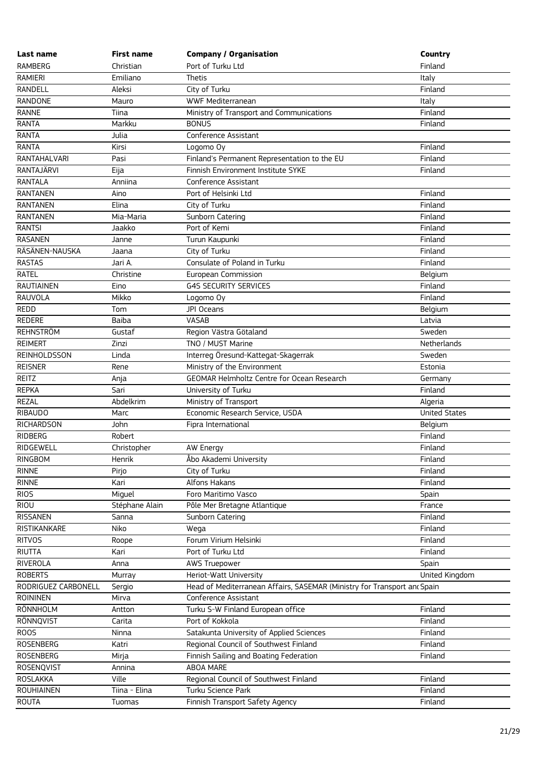| Last name | First name | Company / Organisation | Country |
| --- | --- | --- | --- |
| RAMBERG | Christian | Port of Turku Ltd | Finland |
| RAMIERI | Emiliano | Thetis | Italy |
| RANDELL | Aleksi | City of Turku | Finland |
| RANDONE | Mauro | WWF Mediterranean | Italy |
| RANNE | Tiina | Ministry of Transport and Communications | Finland |
| RANTA | Markku | BONUS | Finland |
| RANTA | Julia | Conference Assistant | |
| RANTA | Kirsi | Logomo Oy | Finland |
| RANTAHALVARI | Pasi | Finland's Permanent Representation to the EU | Finland |
| RANTAJÄRVI | Eija | Finnish Environment Institute SYKE | Finland |
| RANTALA | Anniina | Conference Assistant | |
| RANTANEN | Aino | Port of Helsinki Ltd | Finland |
| RANTANEN | Elina | City of Turku | Finland |
| RANTANEN | Mia-Maria | Sunborn Catering | Finland |
| RANTSI | Jaakko | Port of Kemi | Finland |
| RASANEN | Janne | Turun Kaupunki | Finland |
| RÄSÄNEN-NAUSKA | Jaana | City of Turku | Finland |
| RASTAS | Jari A. | Consulate of Poland in Turku | Finland |
| RATEL | Christine | European Commission | Belgium |
| RAUTIAINEN | Eino | G4S SECURITY SERVICES | Finland |
| RAUVOLA | Mikko | Logomo Oy | Finland |
| REDD | Tom | JPI Oceans | Belgium |
| REDERE | Baiba | VASAB | Latvia |
| REHNSTRÖM | Gustaf | Region Västra Götaland | Sweden |
| REIMERT | Zinzi | TNO / MUST Marine | Netherlands |
| REINHOLDSSON | Linda | Interreg Öresund-Kattegat-Skagerrak | Sweden |
| REISNER | Rene | Ministry of the Environment | Estonia |
| REITZ | Anja | GEOMAR Helmholtz Centre for Ocean Research | Germany |
| REPKA | Sari | University of Turku | Finland |
| REZAL | Abdelkrim | Ministry of Transport | Algeria |
| RIBAUDO | Marc | Economic Research Service, USDA | United States |
| RICHARDSON | John | Fipra International | Belgium |
| RIDBERG | Robert | | Finland |
| RIDGEWELL | Christopher | AW Energy | Finland |
| RINGBOM | Henrik | Åbo Akademi University | Finland |
| RINNE | Pirjo | City of Turku | Finland |
| RINNE | Kari | Alfons Hakans | Finland |
| RIOS | Miguel | Foro Maritimo Vasco | Spain |
| RIOU | Stéphane Alain | Pôle Mer Bretagne Atlantique | France |
| RISSANEN | Sanna | Sunborn Catering | Finland |
| RISTIKANKARE | Niko | Wega | Finland |
| RITVOS | Roope | Forum Virium Helsinki | Finland |
| RIUTTA | Kari | Port of Turku Ltd | Finland |
| RIVEROLA | Anna | AWS Truepower | Spain |
| ROBERTS | Murray | Heriot-Watt University | United Kingdom |
| RODRIGUEZ CARBONELL | Sergio | Head of Mediterranean Affairs, SASEMAR (Ministry for Transport and | Spain |
| ROININEN | Mirva | Conference Assistant | |
| RÖNNHOLM | Antton | Turku S-W Finland European office | Finland |
| RÖNNQVIST | Carita | Port of Kokkola | Finland |
| ROOS | Ninna | Satakunta University of Applied Sciences | Finland |
| ROSENBERG | Katri | Regional Council of Southwest Finland | Finland |
| ROSENBERG | Mirja | Finnish Sailing and Boating Federation | Finland |
| ROSENQVIST | Annina | ABOA MARE | |
| ROSLAKKA | Ville | Regional Council of Southwest Finland | Finland |
| ROUHIAINEN | Tiina - Elina | Turku Science Park | Finland |
| ROUTA | Tuomas | Finnish Transport Safety Agency | Finland |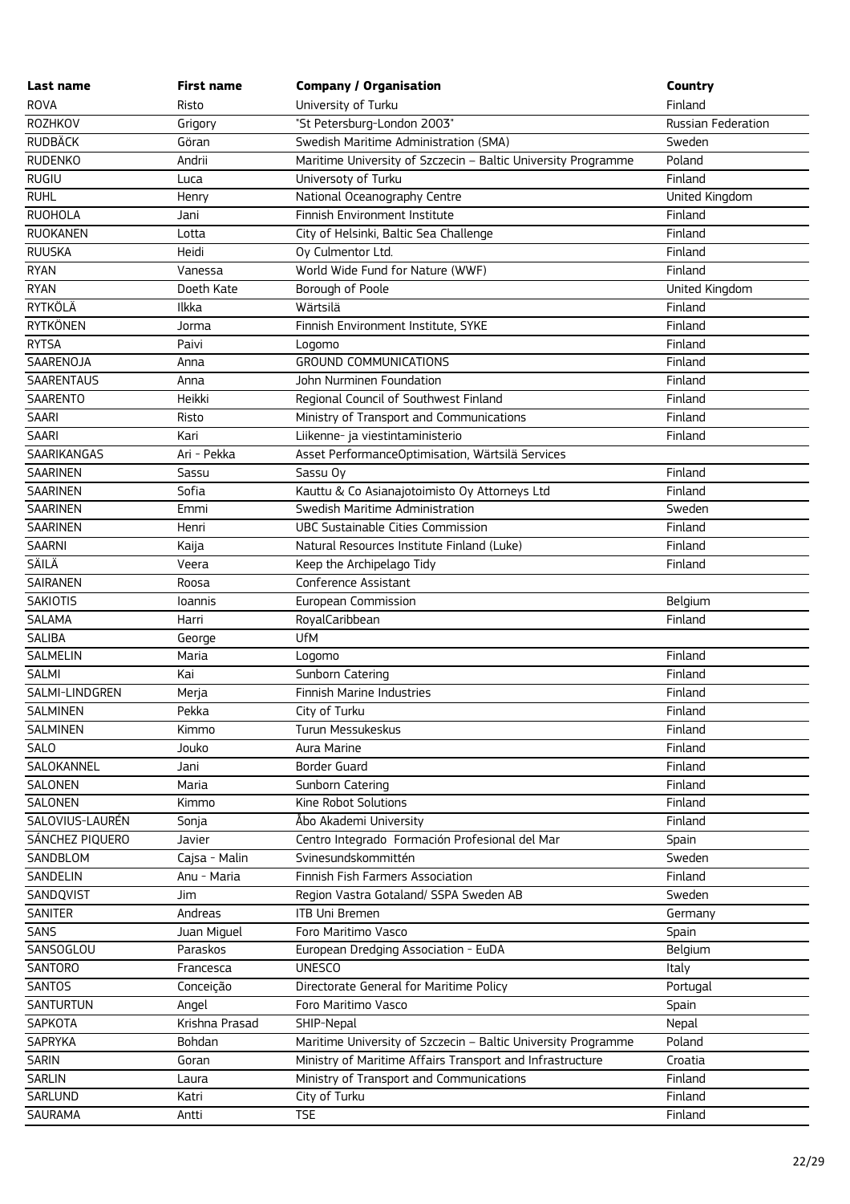| Last name | First name | Company / Organisation | Country |
| --- | --- | --- | --- |
| ROVA | Risto | University of Turku | Finland |
| ROZHKOV | Grigory | "St Petersburg-London 2003" | Russian Federation |
| RUDBÄCK | Göran | Swedish Maritime Administration (SMA) | Sweden |
| RUDENKO | Andrii | Maritime University of Szczecin – Baltic University Programme | Poland |
| RUGIU | Luca | Universoty of Turku | Finland |
| RUHL | Henry | National Oceanography Centre | United Kingdom |
| RUOHOLA | Jani | Finnish Environment Institute | Finland |
| RUOKANEN | Lotta | City of Helsinki, Baltic Sea Challenge | Finland |
| RUUSKA | Heidi | Oy Culmentor Ltd. | Finland |
| RYAN | Vanessa | World Wide Fund for Nature (WWF) | Finland |
| RYAN | Doeth Kate | Borough of Poole | United Kingdom |
| RYTKÖLÄ | Ilkka | Wärtsilä | Finland |
| RYTKÖNEN | Jorma | Finnish Environment Institute, SYKE | Finland |
| RYTSA | Paivi | Logomo | Finland |
| SAARENOJA | Anna | GROUND COMMUNICATIONS | Finland |
| SAARENTAUS | Anna | John Nurminen Foundation | Finland |
| SAARENTO | Heikki | Regional Council of Southwest Finland | Finland |
| SAARI | Risto | Ministry of Transport and Communications | Finland |
| SAARI | Kari | Liikenne- ja viestintaministerio | Finland |
| SAARIKANGAS | Ari - Pekka | Asset PerformanceOptimisation, Wärtsilä Services | |
| SAARINEN | Sassu | Sassu Oy | Finland |
| SAARINEN | Sofia | Kauttu & Co Asianajotoimisto Oy Attorneys Ltd | Finland |
| SAARINEN | Emmi | Swedish Maritime Administration | Sweden |
| SAARINEN | Henri | UBC Sustainable Cities Commission | Finland |
| SAARNI | Kaija | Natural Resources Institute Finland (Luke) | Finland |
| SÄILÄ | Veera | Keep the Archipelago Tidy | Finland |
| SAIRANEN | Roosa | Conference Assistant | |
| SAKIOTIS | Ioannis | European Commission | Belgium |
| SALAMA | Harri | RoyalCaribbean | Finland |
| SALIBA | George | UfM | |
| SALMELIN | Maria | Logomo | Finland |
| SALMI | Kai | Sunborn Catering | Finland |
| SALMI-LINDGREN | Merja | Finnish Marine Industries | Finland |
| SALMINEN | Pekka | City of Turku | Finland |
| SALMINEN | Kimmo | Turun Messukeskus | Finland |
| SALO | Jouko | Aura Marine | Finland |
| SALOKANNEL | Jani | Border Guard | Finland |
| SALONEN | Maria | Sunborn Catering | Finland |
| SALONEN | Kimmo | Kine Robot Solutions | Finland |
| SALOVIUS-LAURÉN | Sonja | Åbo Akademi University | Finland |
| SÁNCHEZ PIQUERO | Javier | Centro Integrado Formación Profesional del Mar | Spain |
| SANDBLOM | Cajsa - Malin | Svinesundskommittén | Sweden |
| SANDELIN | Anu - Maria | Finnish Fish Farmers Association | Finland |
| SANDQVIST | Jim | Region Vastra Gotaland/ SSPA Sweden AB | Sweden |
| SANITER | Andreas | ITB Uni Bremen | Germany |
| SANS | Juan Miguel | Foro Maritimo Vasco | Spain |
| SANSOGLOU | Paraskos | European Dredging Association - EuDA | Belgium |
| SANTORO | Francesca | UNESCO | Italy |
| SANTOS | Conceição | Directorate General for Maritime Policy | Portugal |
| SANTURTUN | Angel | Foro Maritimo Vasco | Spain |
| SAPKOTA | Krishna Prasad | SHIP-Nepal | Nepal |
| SAPRYKA | Bohdan | Maritime University of Szczecin – Baltic University Programme | Poland |
| SARIN | Goran | Ministry of Maritime Affairs Transport and Infrastructure | Croatia |
| SARLIN | Laura | Ministry of Transport and Communications | Finland |
| SARLUND | Katri | City of Turku | Finland |
| SAURAMA | Antti | TSE | Finland |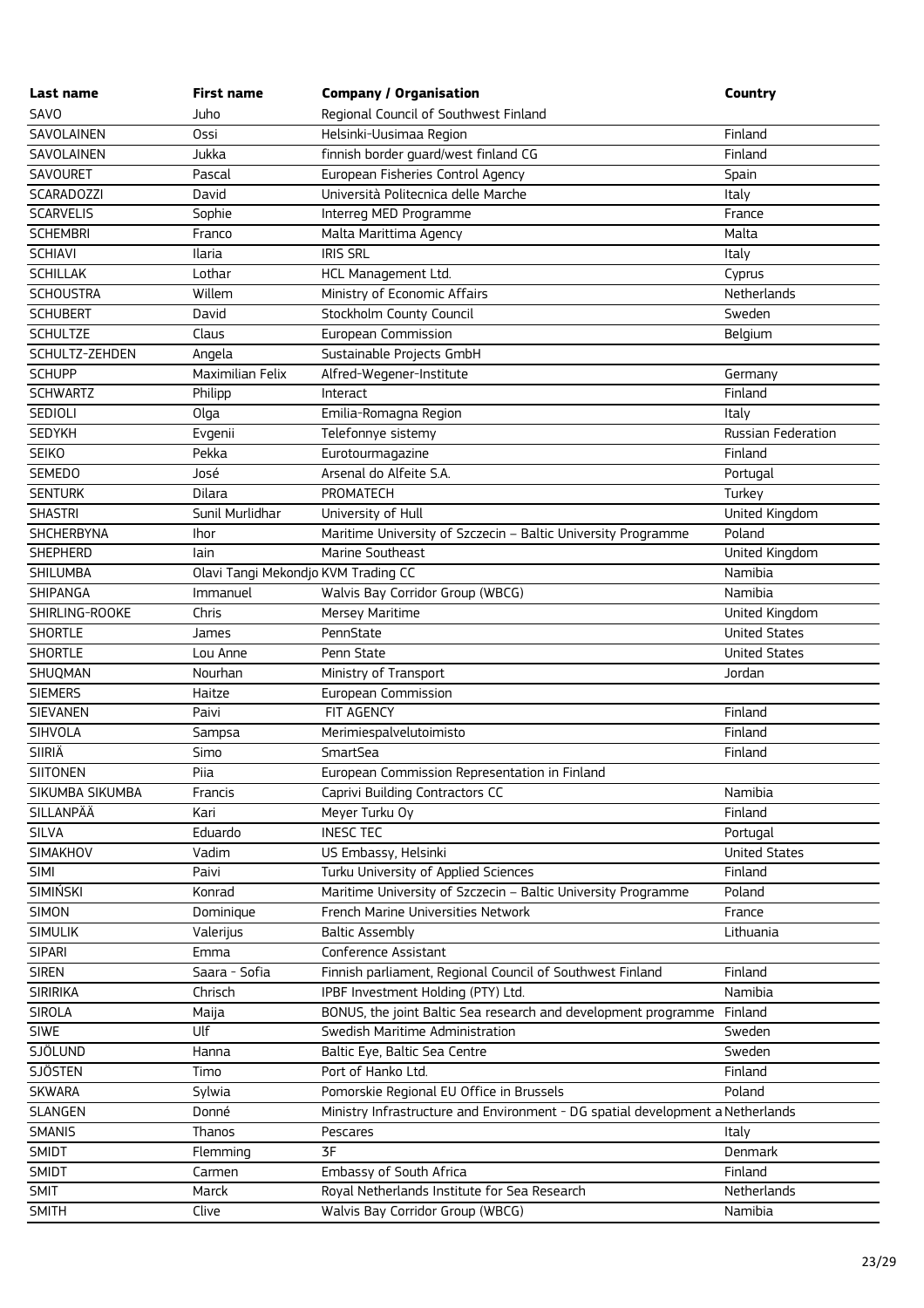| Last name | First name | Company / Organisation | Country |
|---|---|---|---|
| SAVO | Juho | Regional Council of Southwest Finland | |
| SAVOLAINEN | Ossi | Helsinki-Uusimaa Region | Finland |
| SAVOLAINEN | Jukka | finnish border guard/west finland CG | Finland |
| SAVOURET | Pascal | European Fisheries Control Agency | Spain |
| SCARADOZZI | David | Università Politecnica delle Marche | Italy |
| SCARVELIS | Sophie | Interreg MED Programme | France |
| SCHEMBRI | Franco | Malta Marittima Agency | Malta |
| SCHIAVI | Ilaria | IRIS SRL | Italy |
| SCHILLAK | Lothar | HCL Management Ltd. | Cyprus |
| SCHOUSTRA | Willem | Ministry of Economic Affairs | Netherlands |
| SCHUBERT | David | Stockholm County Council | Sweden |
| SCHULTZE | Claus | European Commission | Belgium |
| SCHULTZ-ZEHDEN | Angela | Sustainable Projects GmbH | |
| SCHUPP | Maximilian Felix | Alfred-Wegener-Institute | Germany |
| SCHWARTZ | Philipp | Interact | Finland |
| SEDIOLI | Olga | Emilia-Romagna Region | Italy |
| SEDYKH | Evgenii | Telefonnye sistemy | Russian Federation |
| SEIKO | Pekka | Eurotourmagazine | Finland |
| SEMEDO | José | Arsenal do Alfeite S.A. | Portugal |
| SENTURK | Dilara | PROMATECH | Turkey |
| SHASTRI | Sunil Murlidhar | University of Hull | United Kingdom |
| SHCHERBYNA | Ihor | Maritime University of Szczecin – Baltic University Programme | Poland |
| SHEPHERD | Iain | Marine Southeast | United Kingdom |
| SHILUMBA | Olavi Tangi Mekondjo | KVM Trading CC | Namibia |
| SHIPANGA | Immanuel | Walvis Bay Corridor Group (WBCG) | Namibia |
| SHIRLING-ROOKE | Chris | Mersey Maritime | United Kingdom |
| SHORTLE | James | PennState | United States |
| SHORTLE | Lou Anne | Penn State | United States |
| SHUQMAN | Nourhan | Ministry of Transport | Jordan |
| SIEMERS | Haitze | European Commission | |
| SIEVANEN | Paivi | FIT AGENCY | Finland |
| SIHVOLA | Sampsa | Merimiespalvelutoimisto | Finland |
| SIIRIÄ | Simo | SmartSea | Finland |
| SIITONEN | Piia | European Commission Representation in Finland | |
| SIKUMBA SIKUMBA | Francis | Caprivi Building Contractors CC | Namibia |
| SILLANPÄÄ | Kari | Meyer Turku Oy | Finland |
| SILVA | Eduardo | INESC TEC | Portugal |
| SIMAKHOV | Vadim | US Embassy, Helsinki | United States |
| SIMI | Paivi | Turku University of Applied Sciences | Finland |
| SIMIŃSKI | Konrad | Maritime University of Szczecin – Baltic University Programme | Poland |
| SIMON | Dominique | French Marine Universities Network | France |
| SIMULIK | Valerijus | Baltic Assembly | Lithuania |
| SIPARI | Emma | Conference Assistant | |
| SIREN | Saara - Sofia | Finnish parliament, Regional Council of Southwest Finland | Finland |
| SIRIRIKA | Chrisch | IPBF Investment Holding (PTY) Ltd. | Namibia |
| SIROLA | Maija | BONUS, the joint Baltic Sea research and development programme | Finland |
| SIWE | Ulf | Swedish Maritime Administration | Sweden |
| SJÖLUND | Hanna | Baltic Eye, Baltic Sea Centre | Sweden |
| SJÖSTEN | Timo | Port of Hanko Ltd. | Finland |
| SKWARA | Sylwia | Pomorskie Regional EU Office in Brussels | Poland |
| SLANGEN | Donné | Ministry Infrastructure and Environment - DG spatial development a | Netherlands |
| SMANIS | Thanos | Pescares | Italy |
| SMIDT | Flemming | 3F | Denmark |
| SMIDT | Carmen | Embassy of South Africa | Finland |
| SMIT | Marck | Royal Netherlands Institute for Sea Research | Netherlands |
| SMITH | Clive | Walvis Bay Corridor Group (WBCG) | Namibia |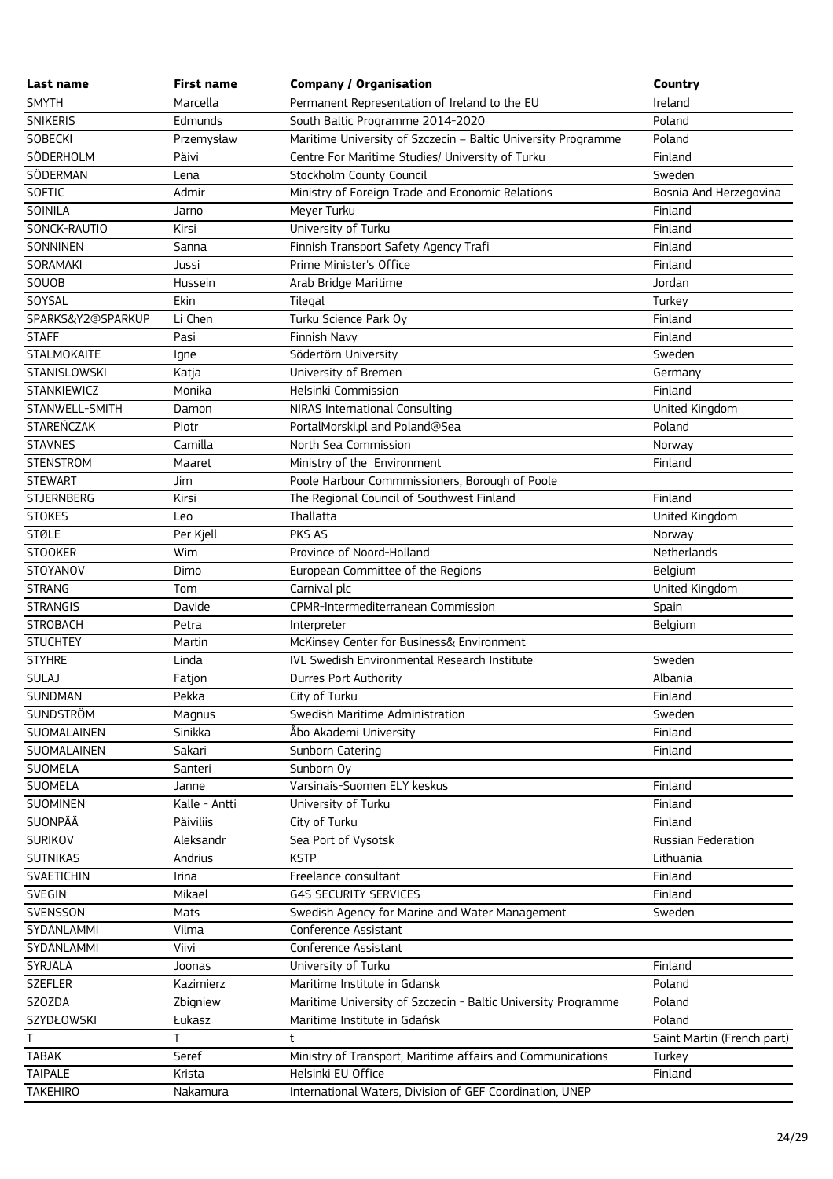| Last name | First name | Company / Organisation | Country |
| --- | --- | --- | --- |
| SMYTH | Marcella | Permanent Representation of Ireland to the EU | Ireland |
| SNIKERIS | Edmunds | South Baltic Programme 2014-2020 | Poland |
| SOBECKI | Przemysław | Maritime University of Szczecin – Baltic University Programme | Poland |
| SÖDERHOLM | Päivi | Centre For Maritime Studies/ University of Turku | Finland |
| SÖDERMAN | Lena | Stockholm County Council | Sweden |
| SOFTIC | Admir | Ministry of Foreign Trade and Economic Relations | Bosnia And Herzegovina |
| SOINILA | Jarno | Meyer Turku | Finland |
| SONCK-RAUTIO | Kirsi | University of Turku | Finland |
| SONNINEN | Sanna | Finnish Transport Safety Agency Trafi | Finland |
| SORAMAKI | Jussi | Prime Minister's Office | Finland |
| SOUOB | Hussein | Arab Bridge Maritime | Jordan |
| SOYSAL | Ekin | Tilegal | Turkey |
| SPARKS&Y2@SPARKUP | Li Chen | Turku Science Park Oy | Finland |
| STAFF | Pasi | Finnish Navy | Finland |
| STALMOKAITE | Igne | Södertörn University | Sweden |
| STANISLOWSKI | Katja | University of Bremen | Germany |
| STANKIEWICZ | Monika | Helsinki Commission | Finland |
| STANWELL-SMITH | Damon | NIRAS International Consulting | United Kingdom |
| STAREŃCZAK | Piotr | PortalMorski.pl and Poland@Sea | Poland |
| STAVNES | Camilla | North Sea Commission | Norway |
| STENSTRÖM | Maaret | Ministry of the  Environment | Finland |
| STEWART | Jim | Poole Harbour Commmissioners, Borough of Poole | |
| STJERNBERG | Kirsi | The Regional Council of Southwest Finland | Finland |
| STOKES | Leo | Thallatta | United Kingdom |
| STØLE | Per Kjell | PKS AS | Norway |
| STOOKER | Wim | Province of Noord-Holland | Netherlands |
| STOYANOV | Dimo | European Committee of the Regions | Belgium |
| STRANG | Tom | Carnival plc | United Kingdom |
| STRANGIS | Davide | CPMR-Intermediterranean Commission | Spain |
| STROBACH | Petra | Interpreter | Belgium |
| STUCHTEY | Martin | McKinsey Center for Business& Environment | |
| STYHRE | Linda | IVL Swedish Environmental Research Institute | Sweden |
| SULAJ | Fatjon | Durres Port Authority | Albania |
| SUNDMAN | Pekka | City of Turku | Finland |
| SUNDSTRÖM | Magnus | Swedish Maritime Administration | Sweden |
| SUOMALAINEN | Sinikka | Åbo Akademi University | Finland |
| SUOMALAINEN | Sakari | Sunborn Catering | Finland |
| SUOMELA | Santeri | Sunborn Oy | |
| SUOMELA | Janne | Varsinais-Suomen ELY keskus | Finland |
| SUOMINEN | Kalle - Antti | University of Turku | Finland |
| SUONPÄÄ | Päiviliis | City of Turku | Finland |
| SURIKOV | Aleksandr | Sea Port of Vysotsk | Russian Federation |
| SUTNIKAS | Andrius | KSTP | Lithuania |
| SVAETICHIN | Irina | Freelance consultant | Finland |
| SVEGIN | Mikael | G4S SECURITY SERVICES | Finland |
| SVENSSON | Mats | Swedish Agency for Marine and Water Management | Sweden |
| SYDÄNLAMMI | Vilma | Conference Assistant | |
| SYDÄNLAMMI | Viivi | Conference Assistant | |
| SYRJÄLÄ | Joonas | University of Turku | Finland |
| SZEFLER | Kazimierz | Maritime Institute in Gdansk | Poland |
| SZOZDA | Zbigniew | Maritime University of Szczecin - Baltic University Programme | Poland |
| SZYDŁOWSKI | Łukasz | Maritime Institute in Gdańsk | Poland |
| T | T | t | Saint Martin (French part) |
| TABAK | Seref | Ministry of Transport, Maritime affairs and Communications | Turkey |
| TAIPALE | Krista | Helsinki EU Office | Finland |
| TAKEHIRO | Nakamura | International Waters, Division of GEF Coordination, UNEP | |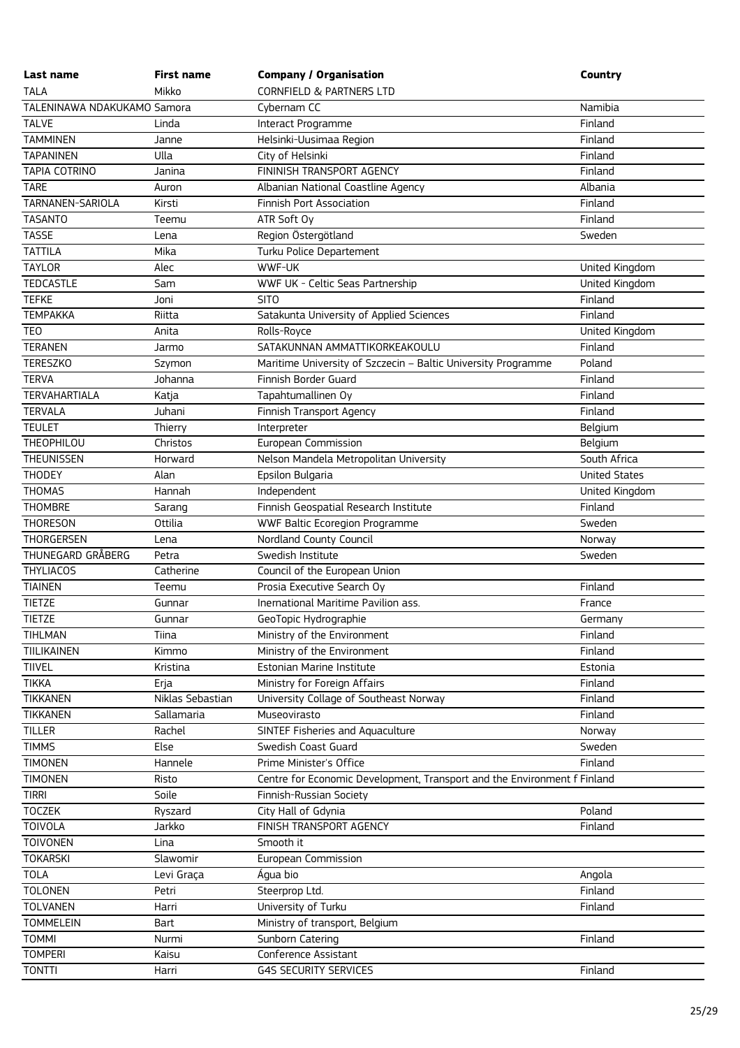| Last name | First name | Company / Organisation | Country |
|---|---|---|---|
| TALA | Mikko | CORNFIELD & PARTNERS LTD | |
| TALENINAWA NDAKUKAMO | Samora | Cybernam CC | Namibia |
| TALVE | Linda | Interact Programme | Finland |
| TAMMINEN | Janne | Helsinki-Uusimaa Region | Finland |
| TAPANINEN | Ulla | City of Helsinki | Finland |
| TAPIA COTRINO | Janina | FININISH TRANSPORT AGENCY | Finland |
| TARE | Auron | Albanian National Coastline Agency | Albania |
| TARNANEN-SARIOLA | Kirsti | Finnish Port Association | Finland |
| TASANTO | Teemu | ATR Soft Oy | Finland |
| TASSE | Lena | Region Östergötland | Sweden |
| TATTILA | Mika | Turku Police Departement | |
| TAYLOR | Alec | WWF-UK | United Kingdom |
| TEDCASTLE | Sam | WWF UK - Celtic Seas Partnership | United Kingdom |
| TEFKE | Joni | SITO | Finland |
| TEMPAKKA | Riitta | Satakunta University of Applied Sciences | Finland |
| TEO | Anita | Rolls-Royce | United Kingdom |
| TERANEN | Jarmo | SATAKUNNAN AMMATTIKORKEAKOULU | Finland |
| TERESZKO | Szymon | Maritime University of Szczecin – Baltic University Programme | Poland |
| TERVA | Johanna | Finnish Border Guard | Finland |
| TERVAHARTIALA | Katja | Tapahtumallinen Oy | Finland |
| TERVALA | Juhani | Finnish Transport Agency | Finland |
| TEULET | Thierry | Interpreter | Belgium |
| THEOPHILOU | Christos | European Commission | Belgium |
| THEUNISSEN | Horward | Nelson Mandela Metropolitan University | South Africa |
| THODEY | Alan | Epsilon Bulgaria | United States |
| THOMAS | Hannah | Independent | United Kingdom |
| THOMBRE | Sarang | Finnish Geospatial Research Institute | Finland |
| THORESON | Ottilia | WWF Baltic Ecoregion Programme | Sweden |
| THORGERSEN | Lena | Nordland County Council | Norway |
| THUNEGARD GRÅBERG | Petra | Swedish Institute | Sweden |
| THYLIACOS | Catherine | Council of the European Union | |
| TIAINEN | Teemu | Prosia Executive Search Oy | Finland |
| TIETZE | Gunnar | Inernational Maritime Pavilion ass. | France |
| TIETZE | Gunnar | GeoTopic Hydrographie | Germany |
| TIHLMAN | Tiina | Ministry of the Environment | Finland |
| TIILIKAINEN | Kimmo | Ministry of the Environment | Finland |
| TIIVEL | Kristina | Estonian Marine Institute | Estonia |
| TIKKA | Erja | Ministry for Foreign Affairs | Finland |
| TIKKANEN | Niklas Sebastian | University Collage of Southeast Norway | Finland |
| TIKKANEN | Sallamaria | Museovirasto | Finland |
| TILLER | Rachel | SINTEF Fisheries and Aquaculture | Norway |
| TIMMS | Else | Swedish Coast Guard | Sweden |
| TIMONEN | Hannele | Prime Minister's Office | Finland |
| TIMONEN | Risto | Centre for Economic Development, Transport and the Environment f | Finland |
| TIRRI | Soile | Finnish-Russian Society | |
| TOCZEK | Ryszard | City Hall of Gdynia | Poland |
| TOIVOLA | Jarkko | FINISH TRANSPORT AGENCY | Finland |
| TOIVONEN | Lina | Smooth it | |
| TOKARSKI | Slawomir | European Commission | |
| TOLA | Levi Graça | Água bio | Angola |
| TOLONEN | Petri | Steerprop Ltd. | Finland |
| TOLVANEN | Harri | University of Turku | Finland |
| TOMMELEIN | Bart | Ministry of transport, Belgium | |
| TOMMI | Nurmi | Sunborn Catering | Finland |
| TOMPERI | Kaisu | Conference Assistant | |
| TONTTI | Harri | G4S SECURITY SERVICES | Finland |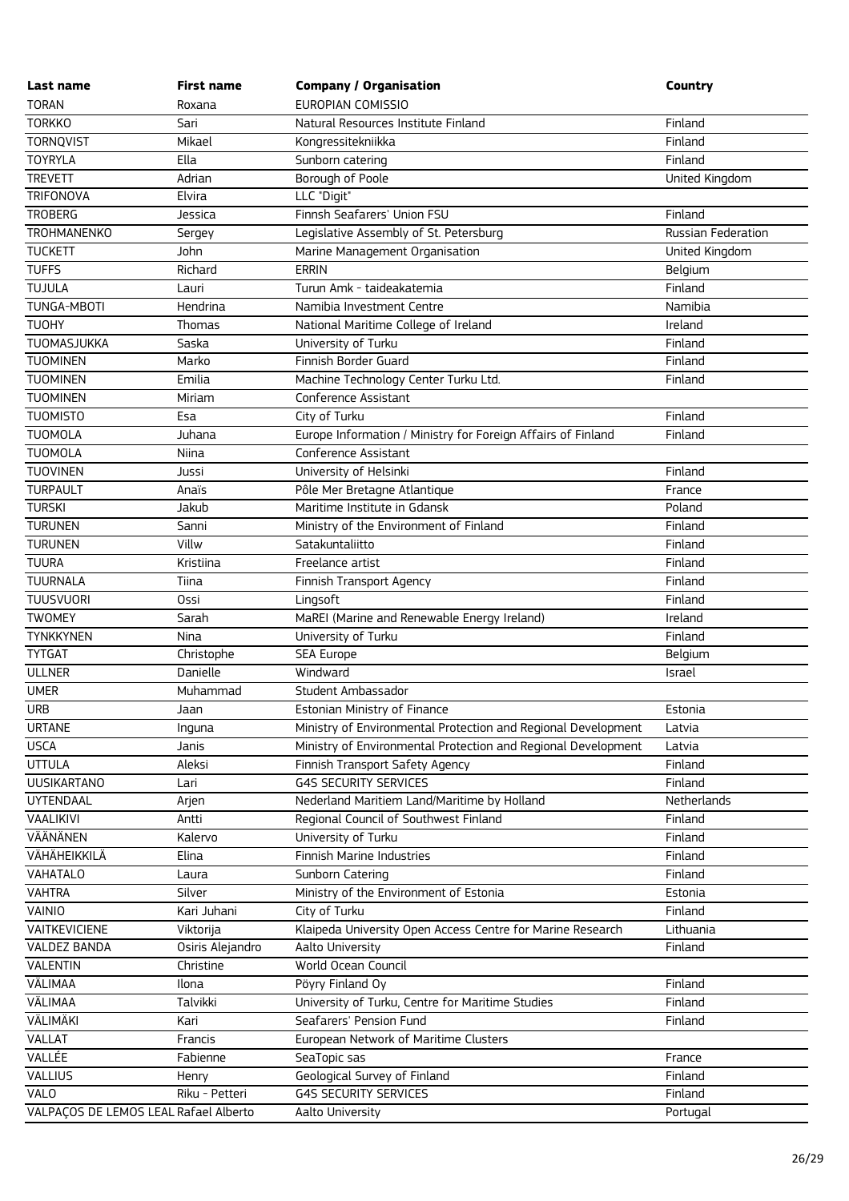| Last name | First name | Company / Organisation | Country |
|---|---|---|---|
| TORAN | Roxana | EUROPIAN COMISSIO | |
| TORKKO | Sari | Natural Resources Institute Finland | Finland |
| TORNQVIST | Mikael | Kongressitekniikka | Finland |
| TOYRYLA | Ella | Sunborn catering | Finland |
| TREVETT | Adrian | Borough of Poole | United Kingdom |
| TRIFONOVA | Elvira | LLC "Digit" | |
| TROBERG | Jessica | Finnsh Seafarers' Union FSU | Finland |
| TROHMANENKO | Sergey | Legislative Assembly of St. Petersburg | Russian Federation |
| TUCKETT | John | Marine Management Organisation | United Kingdom |
| TUFFS | Richard | ERRIN | Belgium |
| TUJULA | Lauri | Turun Amk - taideakatemia | Finland |
| TUNGA-MBOTI | Hendrina | Namibia Investment Centre | Namibia |
| TUOHY | Thomas | National Maritime College of Ireland | Ireland |
| TUOMASJUKKA | Saska | University of Turku | Finland |
| TUOMINEN | Marko | Finnish Border Guard | Finland |
| TUOMINEN | Emilia | Machine Technology Center Turku Ltd. | Finland |
| TUOMINEN | Miriam | Conference Assistant | |
| TUOMISTO | Esa | City of Turku | Finland |
| TUOMOLA | Juhana | Europe Information / Ministry for Foreign Affairs of Finland | Finland |
| TUOMOLA | Niina | Conference Assistant | |
| TUOVINEN | Jussi | University of Helsinki | Finland |
| TURPAULT | Anaïs | Pôle Mer Bretagne Atlantique | France |
| TURSKI | Jakub | Maritime Institute in Gdansk | Poland |
| TURUNEN | Sanni | Ministry of the Environment of Finland | Finland |
| TURUNEN | Villw | Satakuntaliitto | Finland |
| TUURA | Kristiina | Freelance artist | Finland |
| TUURNALA | Tiina | Finnish Transport Agency | Finland |
| TUUSVUORI | Ossi | Lingsoft | Finland |
| TWOMEY | Sarah | MaREI (Marine and Renewable Energy Ireland) | Ireland |
| TYNKKYNEN | Nina | University of Turku | Finland |
| TYTGAT | Christophe | SEA Europe | Belgium |
| ULLNER | Danielle | Windward | Israel |
| UMER | Muhammad | Student Ambassador | |
| URB | Jaan | Estonian Ministry of Finance | Estonia |
| URTANE | Inguna | Ministry of Environmental Protection and Regional Development | Latvia |
| USCA | Janis | Ministry of Environmental Protection and Regional Development | Latvia |
| UTTULA | Aleksi | Finnish Transport Safety Agency | Finland |
| UUSIKARTANO | Lari | G4S SECURITY SERVICES | Finland |
| UYTENDAAL | Arjen | Nederland Maritiem Land/Maritime by Holland | Netherlands |
| VAALIKIVI | Antti | Regional Council of Southwest Finland | Finland |
| VÄÄNÄNEN | Kalervo | University of Turku | Finland |
| VÄHÄHEIKKILÄ | Elina | Finnish Marine Industries | Finland |
| VAHATALO | Laura | Sunborn Catering | Finland |
| VAHTRA | Silver | Ministry of the Environment of Estonia | Estonia |
| VAINIO | Kari Juhani | City of Turku | Finland |
| VAITKEVICIENE | Viktorija | Klaipeda University Open Access Centre for Marine Research | Lithuania |
| VALDEZ BANDA | Osiris Alejandro | Aalto University | Finland |
| VALENTIN | Christine | World Ocean Council | |
| VÄLIMAA | Ilona | Pöyry Finland Oy | Finland |
| VÄLIMAA | Talvikki | University of Turku, Centre for Maritime Studies | Finland |
| VÄLIMÄKI | Kari | Seafarers' Pension Fund | Finland |
| VALLAT | Francis | European Network of Maritime Clusters | |
| VALLÉE | Fabienne | SeaTopic sas | France |
| VALLIUS | Henry | Geological Survey of Finland | Finland |
| VALO | Riku - Petteri | G4S SECURITY SERVICES | Finland |
| VALPAÇOS DE LEMOS LEAL | Rafael Alberto | Aalto University | Portugal |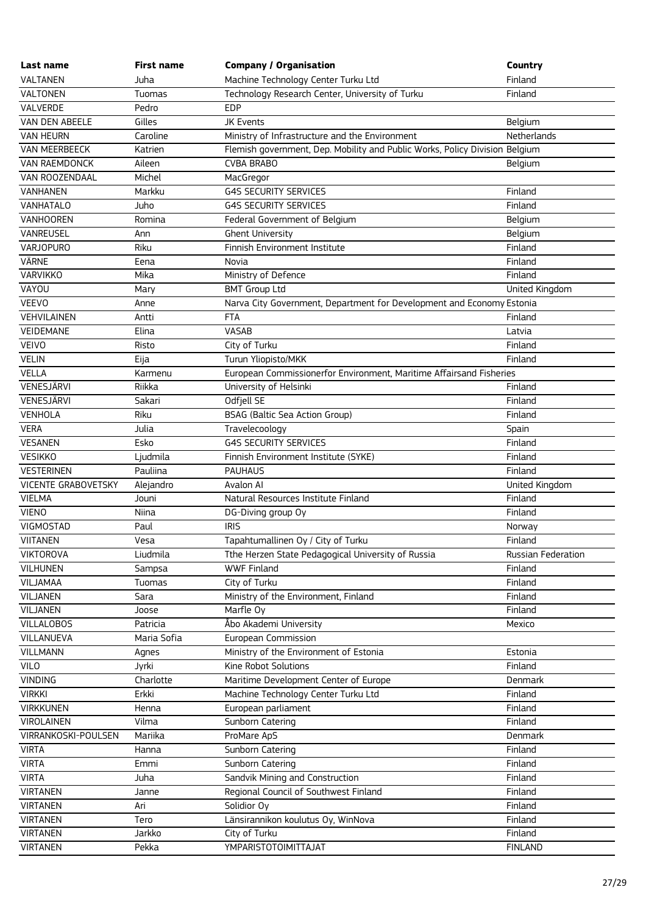| Last name | First name | Company / Organisation | Country |
|---|---|---|---|
| VALTANEN | Juha | Machine Technology Center Turku Ltd | Finland |
| VALTONEN | Tuomas | Technology Research Center, University of Turku | Finland |
| VALVERDE | Pedro | EDP | |
| VAN DEN ABEELE | Gilles | JK Events | Belgium |
| VAN HEURN | Caroline | Ministry of Infrastructure and the Environment | Netherlands |
| VAN MEERBEECK | Katrien | Flemish government, Dep. Mobility and Public Works, Policy Division | Belgium |
| VAN RAEMDONCK | Aileen | CVBA BRABO | Belgium |
| VAN ROOZENDAAL | Michel | MacGregor | |
| VANHANEN | Markku | G4S SECURITY SERVICES | Finland |
| VANHATALO | Juho | G4S SECURITY SERVICES | Finland |
| VANHOOREN | Romina | Federal Government of Belgium | Belgium |
| VANREUSEL | Ann | Ghent University | Belgium |
| VARJOPURO | Riku | Finnish Environment Institute | Finland |
| VÄRNE | Eena | Novia | Finland |
| VARVIKKO | Mika | Ministry of Defence | Finland |
| VAYOU | Mary | BMT Group Ltd | United Kingdom |
| VEEVO | Anne | Narva City Government, Department for Development and Economy | Estonia |
| VEHVILAINEN | Antti | FTA | Finland |
| VEIDEMANE | Elina | VASAB | Latvia |
| VEIVO | Risto | City of Turku | Finland |
| VELIN | Eija | Turun Yliopisto/MKK | Finland |
| VELLA | Karmenu | European Commissionerfor Environment, Maritime Affairsand Fisheries | |
| VENESJÄRVI | Riikka | University of Helsinki | Finland |
| VENESJÄRVI | Sakari | Odfjell SE | Finland |
| VENHOLA | Riku | BSAG (Baltic Sea Action Group) | Finland |
| VERA | Julia | Travelecoology | Spain |
| VESANEN | Esko | G4S SECURITY SERVICES | Finland |
| VESIKKO | Ljudmila | Finnish Environment Institute (SYKE) | Finland |
| VESTERINEN | Pauliina | PAUHAUS | Finland |
| VICENTE GRABOVETSKY | Alejandro | Avalon AI | United Kingdom |
| VIELMA | Jouni | Natural Resources Institute Finland | Finland |
| VIENO | Niina | DG-Diving group Oy | Finland |
| VIGMOSTAD | Paul | IRIS | Norway |
| VIITANEN | Vesa | Tapahtumallinen Oy / City of Turku | Finland |
| VIKTOROVA | Liudmila | Tthe Herzen State Pedagogical University of Russia | Russian Federation |
| VILHUNEN | Sampsa | WWF Finland | Finland |
| VILJAMAA | Tuomas | City of Turku | Finland |
| VILJANEN | Sara | Ministry of the Environment, Finland | Finland |
| VILJANEN | Joose | Marfle Oy | Finland |
| VILLALOBOS | Patricia | Åbo Akademi University | Mexico |
| VILLANUEVA | Maria Sofia | European Commission | |
| VILLMANN | Agnes | Ministry of the Environment of Estonia | Estonia |
| VILO | Jyrki | Kine Robot Solutions | Finland |
| VINDING | Charlotte | Maritime Development Center of Europe | Denmark |
| VIRKKI | Erkki | Machine Technology Center Turku Ltd | Finland |
| VIRKKUNEN | Henna | European parliament | Finland |
| VIROLAINEN | Vilma | Sunborn Catering | Finland |
| VIRRANKOSKI-POULSEN | Mariika | ProMare ApS | Denmark |
| VIRTA | Hanna | Sunborn Catering | Finland |
| VIRTA | Emmi | Sunborn Catering | Finland |
| VIRTA | Juha | Sandvik Mining and Construction | Finland |
| VIRTANEN | Janne | Regional Council of Southwest Finland | Finland |
| VIRTANEN | Ari | Solidior Oy | Finland |
| VIRTANEN | Tero | Länsirannikon koulutus Oy, WinNova | Finland |
| VIRTANEN | Jarkko | City of Turku | Finland |
| VIRTANEN | Pekka | YMPARISTOTOIMITTAJAT | FINLAND |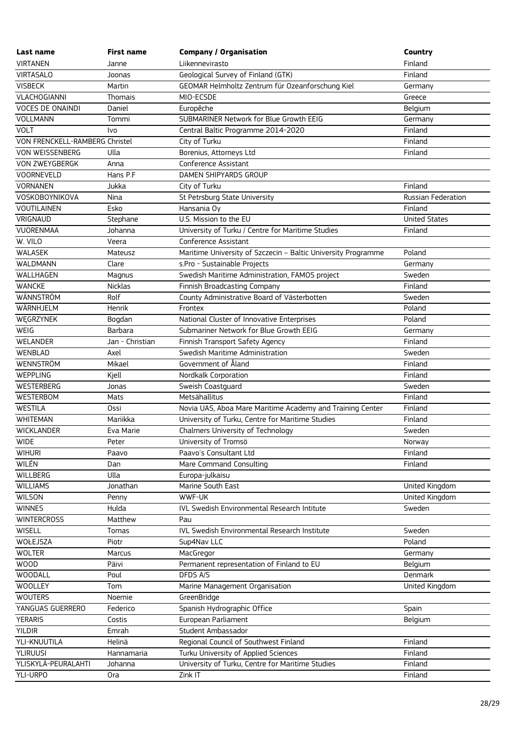| Last name | First name | Company / Organisation | Country |
|---|---|---|---|
| VIRTANEN | Janne | Liikennevirasto | Finland |
| VIRTASALO | Joonas | Geological Survey of Finland (GTK) | Finland |
| VISBECK | Martin | GEOMAR Helmholtz Zentrum für Ozeanforschung Kiel | Germany |
| VLACHOGIANNI | Thomais | MIO-ECSDE | Greece |
| VOCES DE ONAINDI | Daniel | Europêche | Belgium |
| VOLLMANN | Tommi | SUBMARINER Network for Blue Growth EEIG | Germany |
| VOLT | Ivo | Central Baltic Programme 2014-2020 | Finland |
| VON FRENCKELL-RAMBERG | Christel | City of Turku | Finland |
| VON WEISSENBERG | Ulla | Borenius, Attorneys Ltd | Finland |
| VON ZWEYGBERGK | Anna | Conference Assistant | |
| VOORNEVELD | Hans P.F | DAMEN SHIPYARDS GROUP | |
| VORNANEN | Jukka | City of Turku | Finland |
| VOSKOBOYNIKOVA | Nina | St Petrsburg State University | Russian Federation |
| VOUTILAINEN | Esko | Hansania Oy | Finland |
| VRIGNAUD | Stephane | U.S. Mission to the EU | United States |
| VUORENMAA | Johanna | University of Turku / Centre for Maritime Studies | Finland |
| W. VILO | Veera | Conference Assistant | |
| WALASEK | Mateusz | Maritime University of Szczecin – Baltic University Programme | Poland |
| WALDMANN | Clare | s.Pro - Sustainable Projects | Germany |
| WALLHAGEN | Magnus | Swedish Maritime Administration, FAMOS project | Sweden |
| WANCKE | Nicklas | Finnish Broadcasting Company | Finland |
| WÄNNSTRÖM | Rolf | County Administrative Board of Västerbotten | Sweden |
| WÄRNHJELM | Henrik | Frontex | Poland |
| WĘGRZYNEK | Bogdan | National Cluster of Innovative Enterprises | Poland |
| WEIG | Barbara | Submariner Network for Blue Growth EEIG | Germany |
| WELANDER | Jan - Christian | Finnish Transport Safety Agency | Finland |
| WENBLAD | Axel | Swedish Maritime Administration | Sweden |
| WENNSTRÖM | Mikael | Government of Åland | Finland |
| WEPPLING | Kjell | Nordkalk Corporation | Finland |
| WESTERBERG | Jonas | Sweish Coastguard | Sweden |
| WESTERBOM | Mats | Metsähallitus | Finland |
| WESTILA | Ossi | Novia UAS, Aboa Mare Maritime Academy and Training Center | Finland |
| WHITEMAN | Mariikka | University of Turku, Centre for Maritime Studies | Finland |
| WICKLANDER | Eva Marie | Chalmers University of Technology | Sweden |
| WIDE | Peter | University of Tromsö | Norway |
| WIHURI | Paavo | Paavo's Consultant Ltd | Finland |
| WILÉN | Dan | Mare Command Consulting | Finland |
| WILLBERG | Ulla | Europa-julkaisu | |
| WILLIAMS | Jonathan | Marine South East | United Kingdom |
| WILSON | Penny | WWF-UK | United Kingdom |
| WINNES | Hulda | IVL Swedish Environmental Research Intitute | Sweden |
| WINTERCROSS | Matthew | Pau | |
| WISELL | Tomas | IVL Swedish Environmental Research Institute | Sweden |
| WOŁEJSZA | Piotr | Sup4Nav LLC | Poland |
| WOLTER | Marcus | MacGregor | Germany |
| WOOD | Päivi | Permanent representation of Finland to EU | Belgium |
| WOODALL | Poul | DFDS A/S | Denmark |
| WOOLLEY | Tom | Marine Management Organisation | United Kingdom |
| WOUTERS | Noemie | GreenBridge | |
| YANGUAS GUERRERO | Federico | Spanish Hydrographic Office | Spain |
| YERARIS | Costis | European Parliament | Belgium |
| YILDIR | Emrah | Student Ambassador | |
| YLI-KNUUTILA | Helinä | Regional Council of Southwest Finland | Finland |
| YLIRUUSI | Hannamaria | Turku University of Applied Sciences | Finland |
| YLISKYLÄ-PEURALAHTI | Johanna | University of Turku, Centre for Maritime Studies | Finland |
| YLI-URPO | Ora | Zink IT | Finland |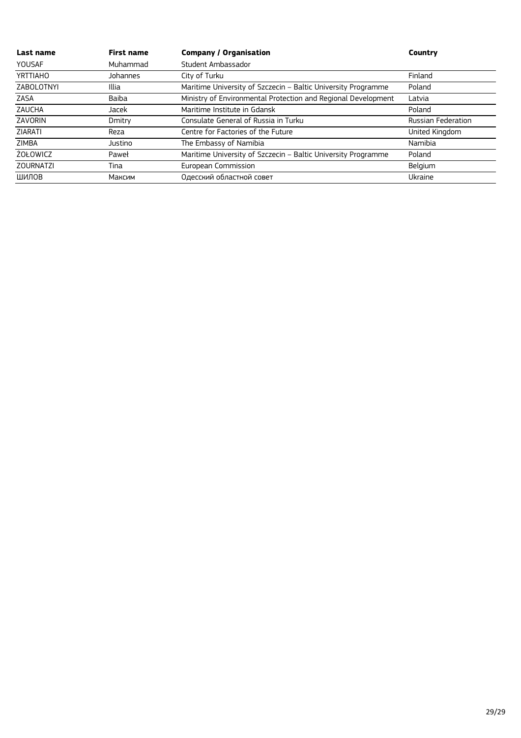| Last name | First name | Company / Organisation | Country |
|---|---|---|---|
| YOUSAF | Muhammad | Student Ambassador | |
| YRTTIAHO | Johannes | City of Turku | Finland |
| ZABOLOTNYI | Illia | Maritime University of Szczecin – Baltic University Programme | Poland |
| ZASA | Baiba | Ministry of Environmental Protection and Regional Development | Latvia |
| ZAUCHA | Jacek | Maritime Institute in Gdansk | Poland |
| ZAVORIN | Dmitry | Consulate General of Russia in Turku | Russian Federation |
| ZIARATI | Reza | Centre for Factories of the Future | United Kingdom |
| ZIMBA | Justino | The Embassy of Namibia | Namibia |
| ŻOŁOWICZ | Paweł | Maritime University of Szczecin – Baltic University Programme | Poland |
| ZOURNATZI | Tina | European Commission | Belgium |
| ШИЛОВ | Максим | Одесский областной совет | Ukraine |